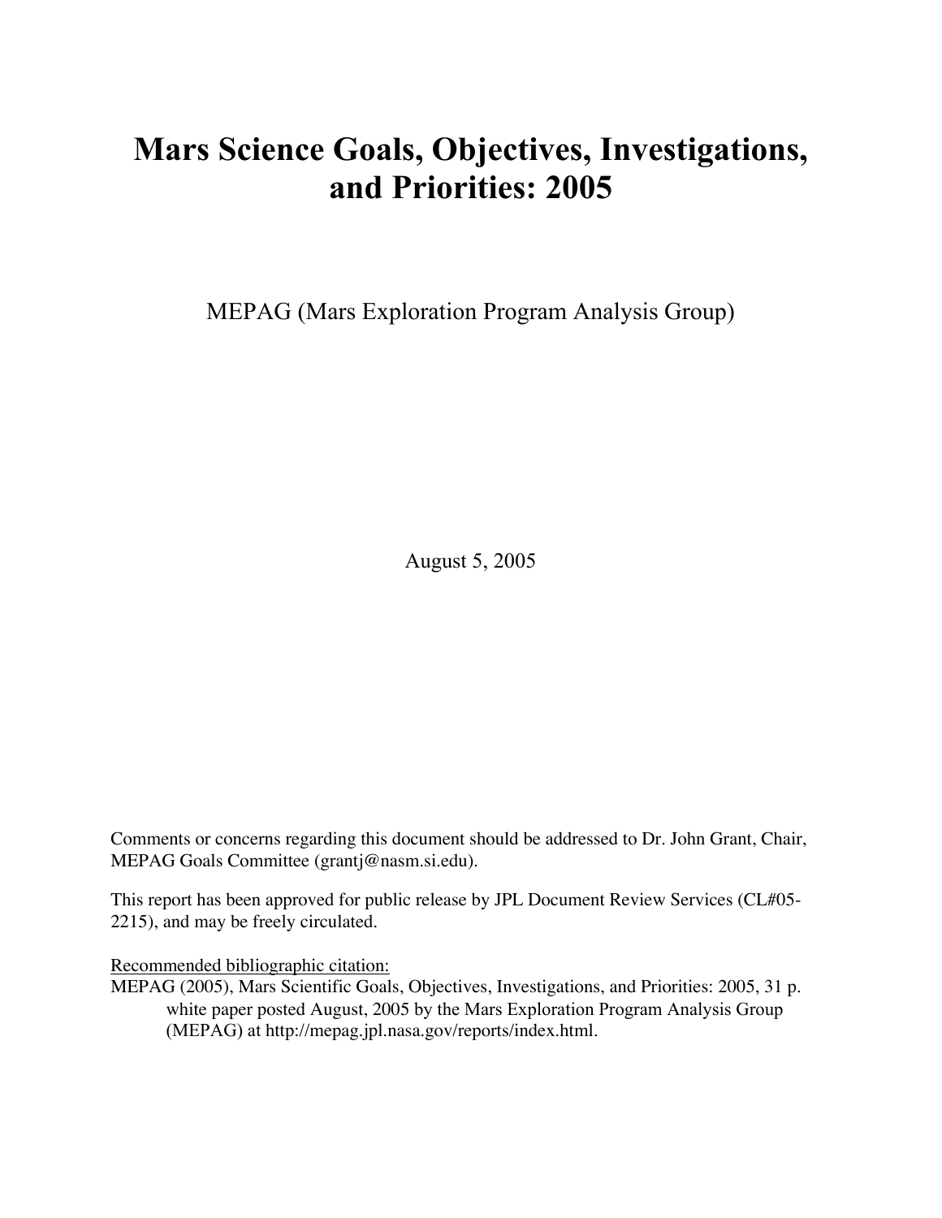# Mars Science Goals, Objectives, Investigations, and Priorities: 2005

MEPAG (Mars Exploration Program Analysis Group)

August 5, 2005

Comments or concerns regarding this document should be addressed to Dr. John Grant, Chair, MEPAG Goals Committee (grantj@nasm.si.edu).

This report has been approved for public release by JPL Document Review Services (CL#05-2215), and may be freely circulated.

<u>Recommended bibliographic citation:</u>

MEPAG (2005), Mars Scientific Goals, Objectives, Investigations, and Priorities: 2005, 31 p. white paper posted August, 2005 by the Mars Exploration Program Analysis Group (MEPAG) at http://mepag.jpl.nasa.gov/reports/index.html.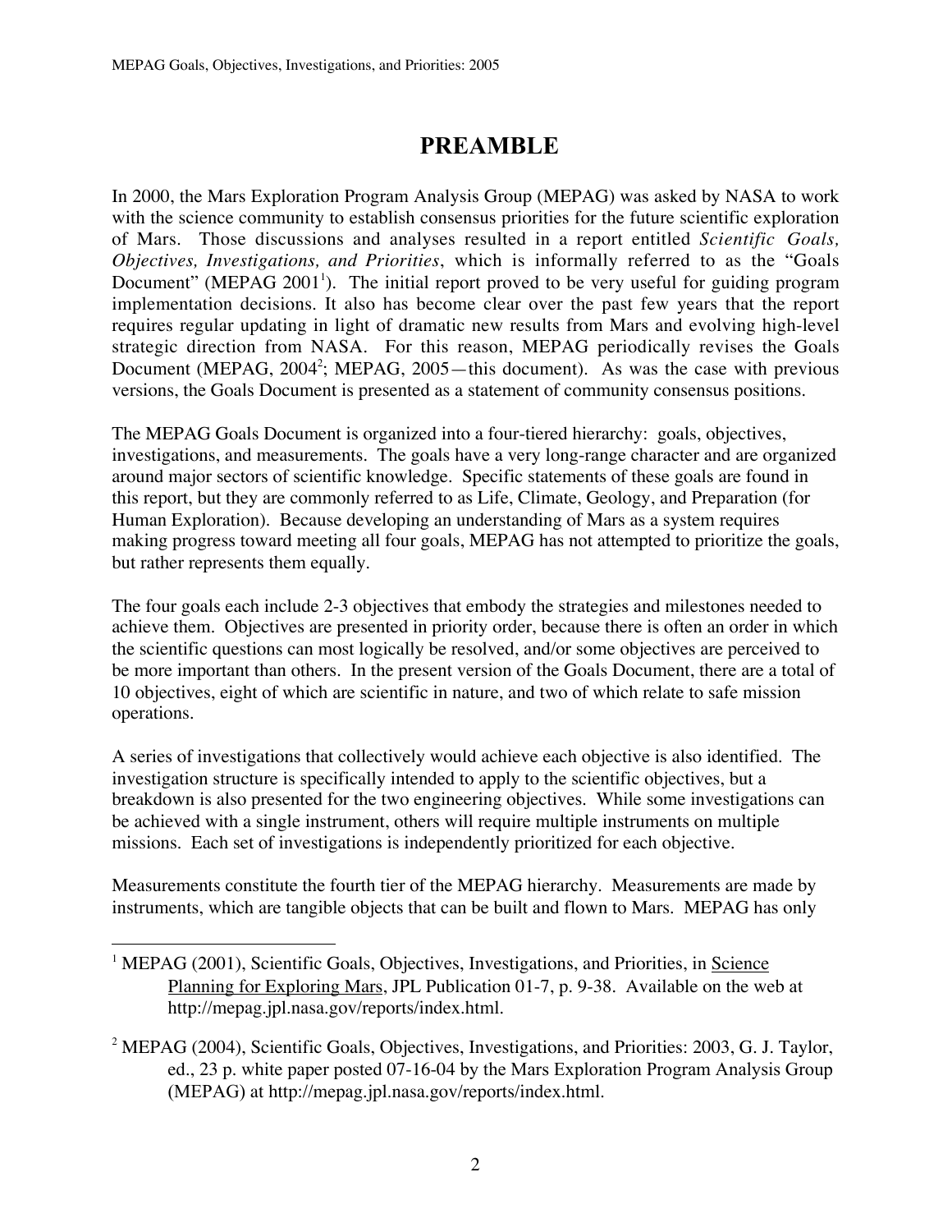# PREAMBLE

In 2000, the Mars Exploration Program Analysis Group (MEPAG) was asked by NASA to work with the science community to establish consensus priorities for the future scientific exploration of Mars. Those discussions and analyses resulted in a report entitled *Scientific Goals, Objectives, Investigations, and Priorities*, which is informally referred to as the "Goals Document" (MEPAG 2001[1]). The initial report proved to be very useful for guiding program implementation decisions. It also has become clear over the past few years that the report requires regular updating in light of dramatic new results from Mars and evolving high-level strategic direction from NASA. For this reason, MEPAG periodically revises the Goals Document (MEPAG, 2004[2]; MEPAG, 2005—this document). As was the case with previous versions, the Goals Document is presented as a statement of community consensus positions.

The MEPAG Goals Document is organized into a four-tiered hierarchy: goals, objectives, investigations, and measurements. The goals have a very long-range character and are organized around major sectors of scientific knowledge. Specific statements of these goals are found in this report, but they are commonly referred to as Life, Climate, Geology, and Preparation (for Human Exploration). Because developing an understanding of Mars as a system requires making progress toward meeting all four goals, MEPAG has not attempted to prioritize the goals, but rather represents them equally.

The four goals each include 2-3 objectives that embody the strategies and milestones needed to achieve them. Objectives are presented in priority order, because there is often an order in which the scientific questions can most logically be resolved, and/or some objectives are perceived to be more important than others. In the present version of the Goals Document, there are a total of 10 objectives, eight of which are scientific in nature, and two of which relate to safe mission operations.

A series of investigations that collectively would achieve each objective is also identified. The investigation structure is specifically intended to apply to the scientific objectives, but a breakdown is also presented for the two engineering objectives. While some investigations can be achieved with a single instrument, others will require multiple instruments on multiple missions. Each set of investigations is independently prioritized for each objective.

Measurements constitute the fourth tier of the MEPAG hierarchy. Measurements are made by instruments, which are tangible objects that can be built and flown to Mars. MEPAG has only

---

[1] MEPAG (2001), Scientific Goals, Objectives, Investigations, and Priorities, in Science Planning for Exploring Mars, JPL Publication 01-7, p. 9-38. Available on the web at http://mepag.jpl.nasa.gov/reports/index.html.

[2] MEPAG (2004), Scientific Goals, Objectives, Investigations, and Priorities: 2003, G. J. Taylor, ed., 23 p. white paper posted 07-16-04 by the Mars Exploration Program Analysis Group (MEPAG) at http://mepag.jpl.nasa.gov/reports/index.html.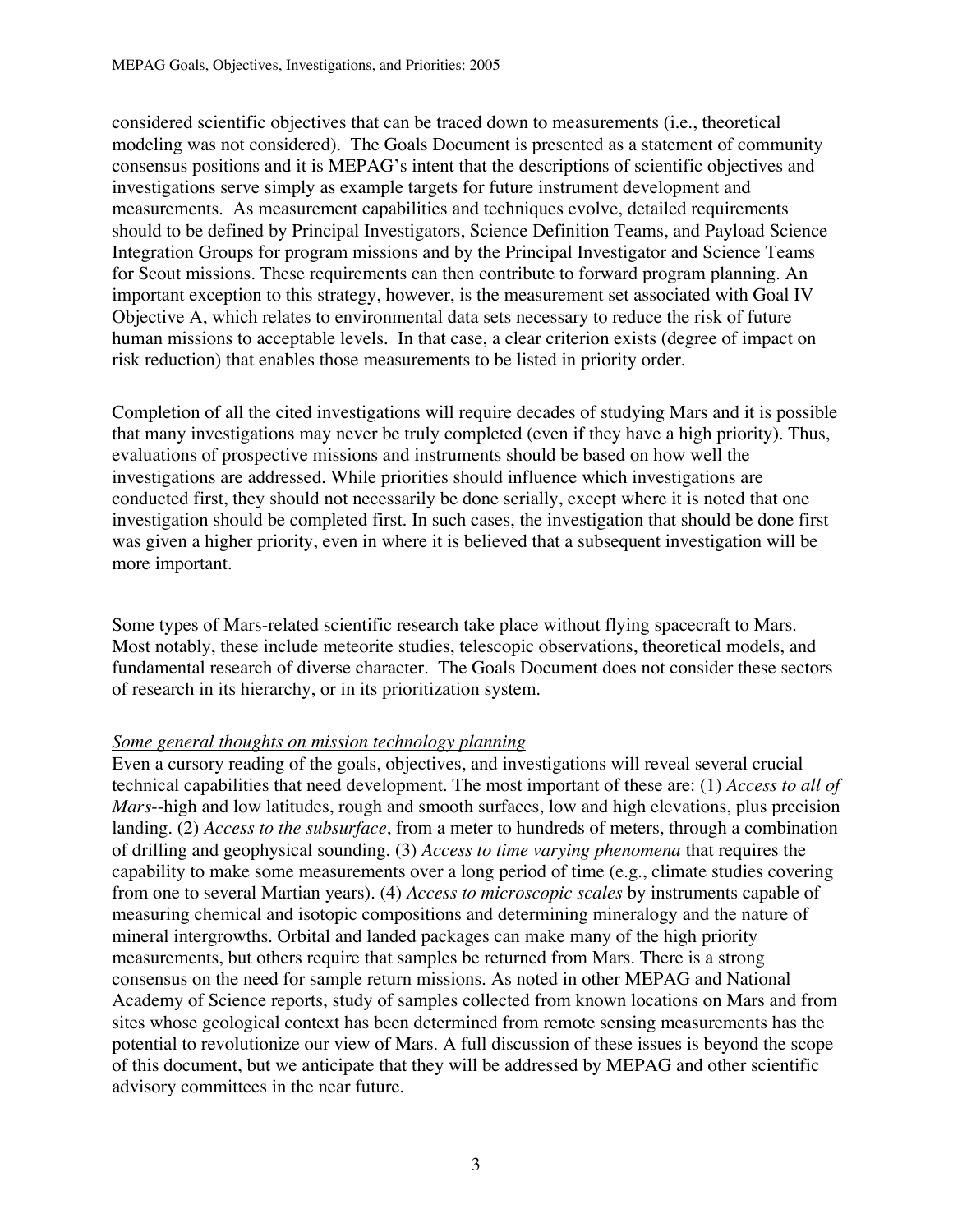considered scientific objectives that can be traced down to measurements (i.e., theoretical modeling was not considered). The Goals Document is presented as a statement of community consensus positions and it is MEPAG's intent that the descriptions of scientific objectives and investigations serve simply as example targets for future instrument development and measurements. As measurement capabilities and techniques evolve, detailed requirements should to be defined by Principal Investigators, Science Definition Teams, and Payload Science Integration Groups for program missions and by the Principal Investigator and Science Teams for Scout missions. These requirements can then contribute to forward program planning. An important exception to this strategy, however, is the measurement set associated with Goal IV Objective A, which relates to environmental data sets necessary to reduce the risk of future human missions to acceptable levels. In that case, a clear criterion exists (degree of impact on risk reduction) that enables those measurements to be listed in priority order.

Completion of all the cited investigations will require decades of studying Mars and it is possible that many investigations may never be truly completed (even if they have a high priority). Thus, evaluations of prospective missions and instruments should be based on how well the investigations are addressed. While priorities should influence which investigations are conducted first, they should not necessarily be done serially, except where it is noted that one investigation should be completed first. In such cases, the investigation that should be done first was given a higher priority, even in where it is believed that a subsequent investigation will be more important.

Some types of Mars-related scientific research take place without flying spacecraft to Mars. Most notably, these include meteorite studies, telescopic observations, theoretical models, and fundamental research of diverse character. The Goals Document does not consider these sectors of research in its hierarchy, or in its prioritization system.

*Some general thoughts on mission technology planning*

Even a cursory reading of the goals, objectives, and investigations will reveal several crucial technical capabilities that need development. The most important of these are: (1) *Access to all of Mars*--high and low latitudes, rough and smooth surfaces, low and high elevations, plus precision landing. (2) *Access to the subsurface*, from a meter to hundreds of meters, through a combination of drilling and geophysical sounding. (3) *Access to time varying phenomena* that requires the capability to make some measurements over a long period of time (e.g., climate studies covering from one to several Martian years). (4) *Access to microscopic scales* by instruments capable of measuring chemical and isotopic compositions and determining mineralogy and the nature of mineral intergrowths. Orbital and landed packages can make many of the high priority measurements, but others require that samples be returned from Mars. There is a strong consensus on the need for sample return missions. As noted in other MEPAG and National Academy of Science reports, study of samples collected from known locations on Mars and from sites whose geological context has been determined from remote sensing measurements has the potential to revolutionize our view of Mars. A full discussion of these issues is beyond the scope of this document, but we anticipate that they will be addressed by MEPAG and other scientific advisory committees in the near future.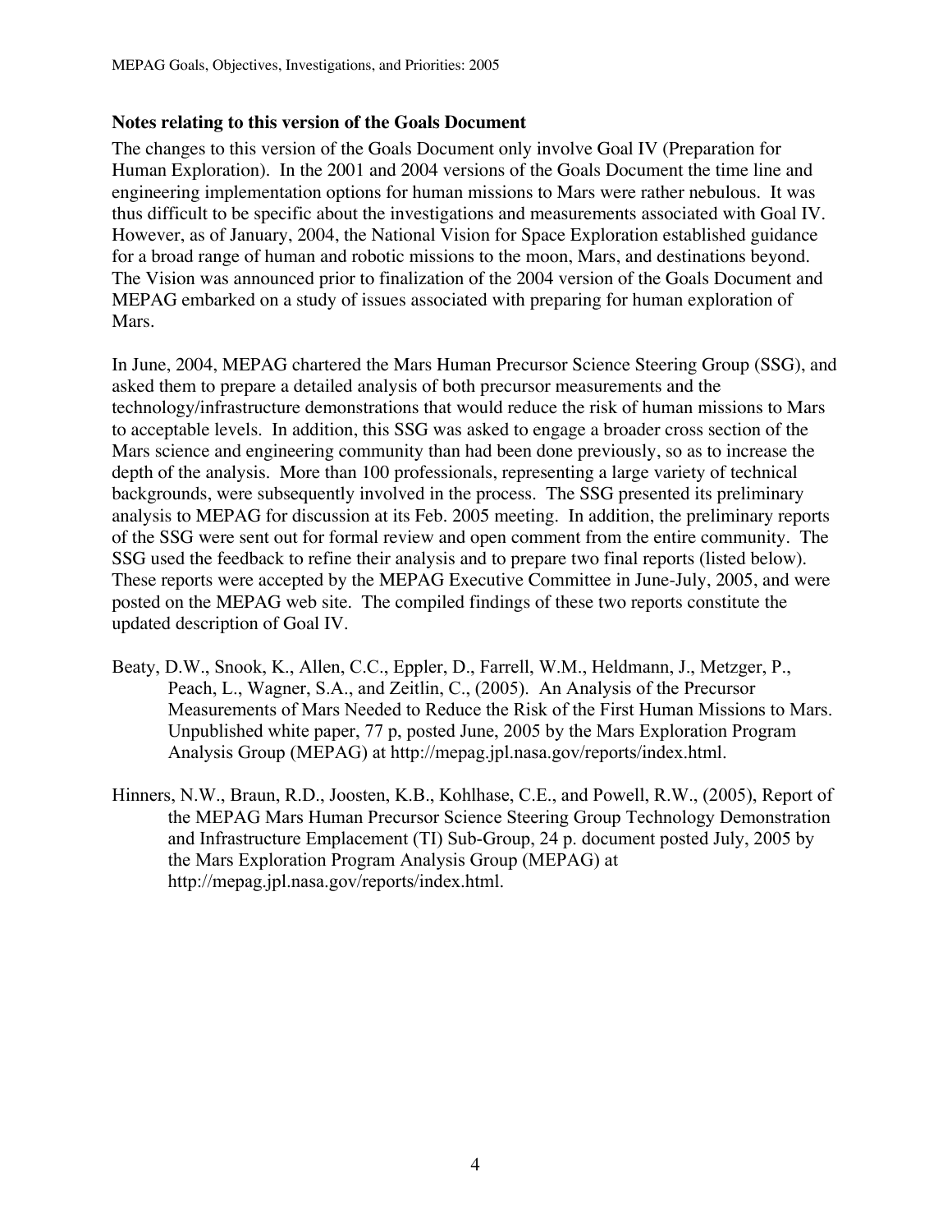### Notes relating to this version of the Goals Document

The changes to this version of the Goals Document only involve Goal IV (Preparation for Human Exploration). In the 2001 and 2004 versions of the Goals Document the time line and engineering implementation options for human missions to Mars were rather nebulous. It was thus difficult to be specific about the investigations and measurements associated with Goal IV. However, as of January, 2004, the National Vision for Space Exploration established guidance for a broad range of human and robotic missions to the moon, Mars, and destinations beyond. The Vision was announced prior to finalization of the 2004 version of the Goals Document and MEPAG embarked on a study of issues associated with preparing for human exploration of Mars.

In June, 2004, MEPAG chartered the Mars Human Precursor Science Steering Group (SSG), and asked them to prepare a detailed analysis of both precursor measurements and the technology/infrastructure demonstrations that would reduce the risk of human missions to Mars to acceptable levels. In addition, this SSG was asked to engage a broader cross section of the Mars science and engineering community than had been done previously, so as to increase the depth of the analysis. More than 100 professionals, representing a large variety of technical backgrounds, were subsequently involved in the process. The SSG presented its preliminary analysis to MEPAG for discussion at its Feb. 2005 meeting. In addition, the preliminary reports of the SSG were sent out for formal review and open comment from the entire community. The SSG used the feedback to refine their analysis and to prepare two final reports (listed below). These reports were accepted by the MEPAG Executive Committee in June-July, 2005, and were posted on the MEPAG web site. The compiled findings of these two reports constitute the updated description of Goal IV.

Beaty, D.W., Snook, K., Allen, C.C., Eppler, D., Farrell, W.M., Heldmann, J., Metzger, P., Peach, L., Wagner, S.A., and Zeitlin, C., (2005). An Analysis of the Precursor Measurements of Mars Needed to Reduce the Risk of the First Human Missions to Mars. Unpublished white paper, 77 p, posted June, 2005 by the Mars Exploration Program Analysis Group (MEPAG) at http://mepag.jpl.nasa.gov/reports/index.html.

Hinners, N.W., Braun, R.D., Joosten, K.B., Kohlhase, C.E., and Powell, R.W., (2005), Report of the MEPAG Mars Human Precursor Science Steering Group Technology Demonstration and Infrastructure Emplacement (TI) Sub-Group, 24 p. document posted July, 2005 by the Mars Exploration Program Analysis Group (MEPAG) at http://mepag.jpl.nasa.gov/reports/index.html.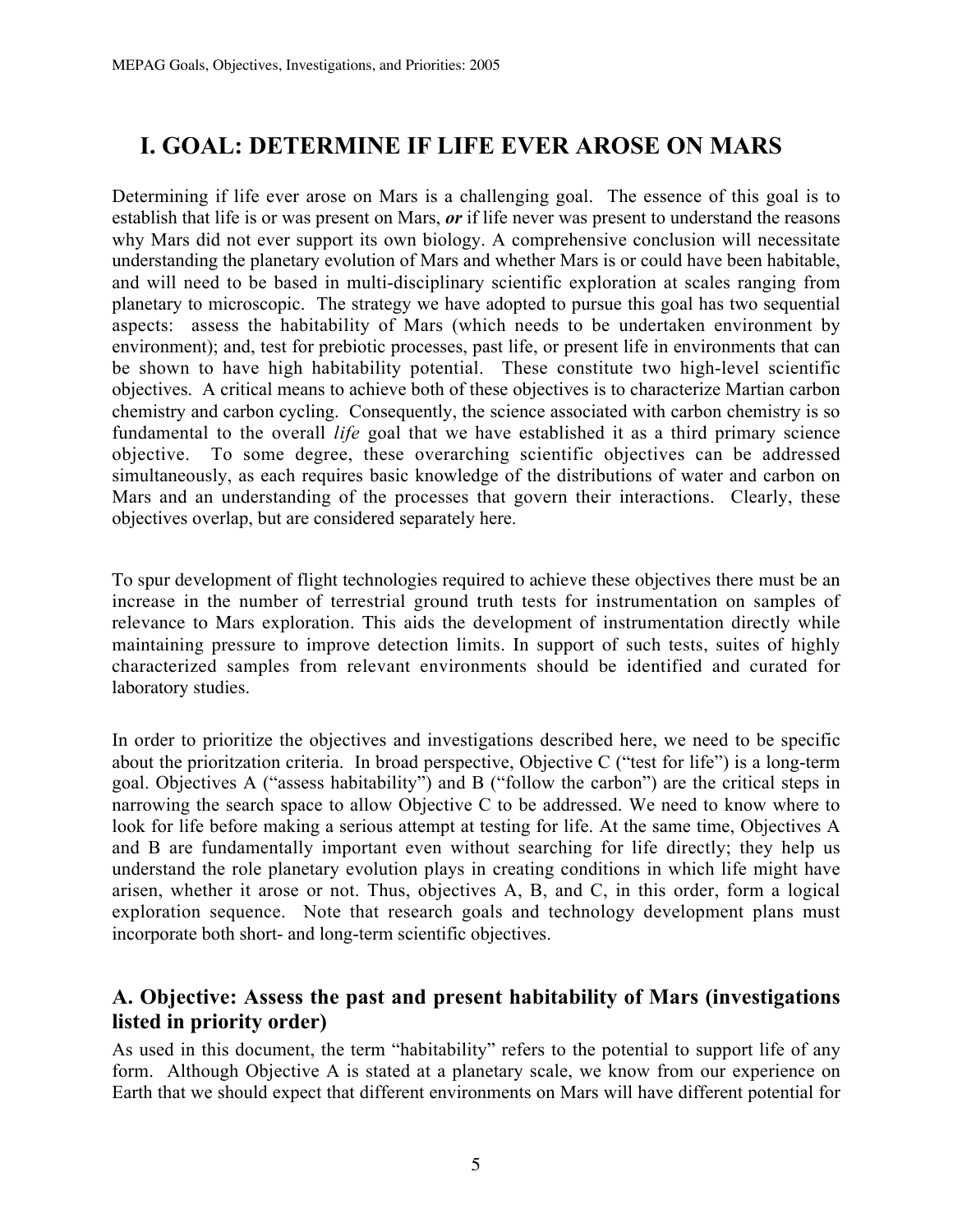# I. GOAL: DETERMINE IF LIFE EVER AROSE ON MARS

Determining if life ever arose on Mars is a challenging goal. The essence of this goal is to establish that life is or was present on Mars, ***or*** if life never was present to understand the reasons why Mars did not ever support its own biology. A comprehensive conclusion will necessitate understanding the planetary evolution of Mars and whether Mars is or could have been habitable, and will need to be based in multi-disciplinary scientific exploration at scales ranging from planetary to microscopic. The strategy we have adopted to pursue this goal has two sequential aspects: assess the habitability of Mars (which needs to be undertaken environment by environment); and, test for prebiotic processes, past life, or present life in environments that can be shown to have high habitability potential. These constitute two high-level scientific objectives. A critical means to achieve both of these objectives is to characterize Martian carbon chemistry and carbon cycling. Consequently, the science associated with carbon chemistry is so fundamental to the overall *life* goal that we have established it as a third primary science objective. To some degree, these overarching scientific objectives can be addressed simultaneously, as each requires basic knowledge of the distributions of water and carbon on Mars and an understanding of the processes that govern their interactions. Clearly, these objectives overlap, but are considered separately here.

To spur development of flight technologies required to achieve these objectives there must be an increase in the number of terrestrial ground truth tests for instrumentation on samples of relevance to Mars exploration. This aids the development of instrumentation directly while maintaining pressure to improve detection limits. In support of such tests, suites of highly characterized samples from relevant environments should be identified and curated for laboratory studies.

In order to prioritize the objectives and investigations described here, we need to be specific about the prioritzation criteria. In broad perspective, Objective C ("test for life") is a long-term goal. Objectives A ("assess habitability") and B ("follow the carbon") are the critical steps in narrowing the search space to allow Objective C to be addressed. We need to know where to look for life before making a serious attempt at testing for life. At the same time, Objectives A and B are fundamentally important even without searching for life directly; they help us understand the role planetary evolution plays in creating conditions in which life might have arisen, whether it arose or not. Thus, objectives A, B, and C, in this order, form a logical exploration sequence. Note that research goals and technology development plans must incorporate both short- and long-term scientific objectives.

## A. Objective: Assess the past and present habitability of Mars (investigations listed in priority order)

As used in this document, the term "habitability" refers to the potential to support life of any form. Although Objective A is stated at a planetary scale, we know from our experience on Earth that we should expect that different environments on Mars will have different potential for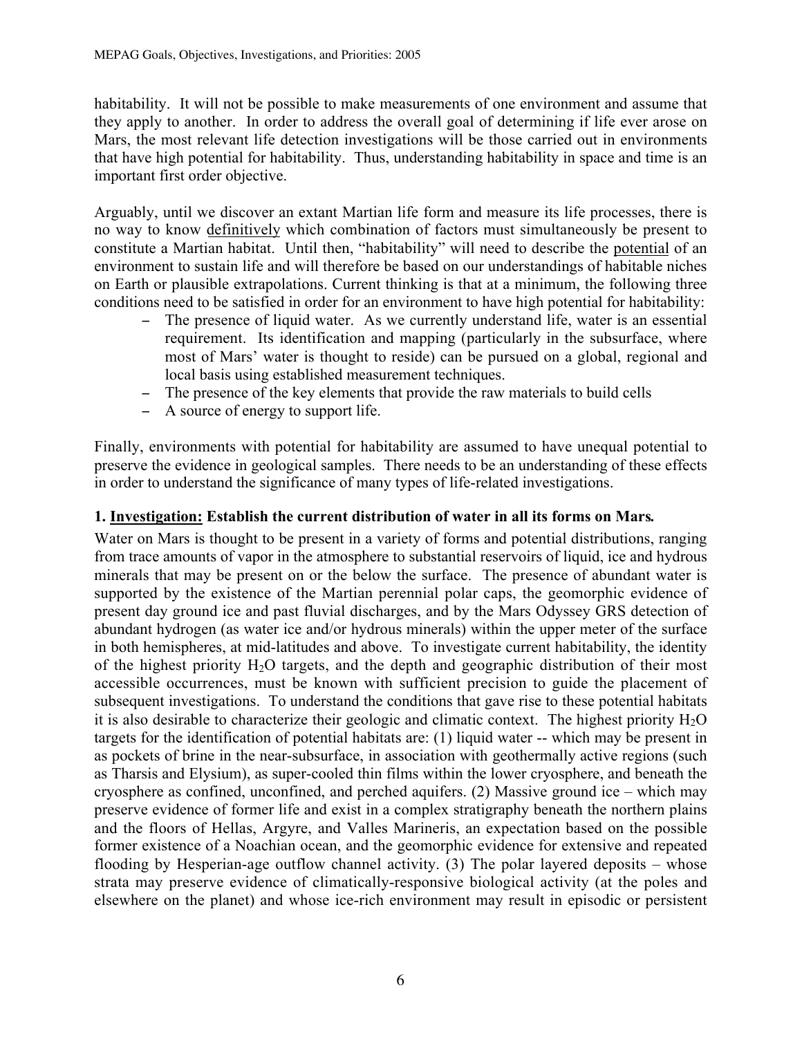habitability. It will not be possible to make measurements of one environment and assume that they apply to another. In order to address the overall goal of determining if life ever arose on Mars, the most relevant life detection investigations will be those carried out in environments that have high potential for habitability. Thus, understanding habitability in space and time is an important first order objective.

Arguably, until we discover an extant Martian life form and measure its life processes, there is no way to know definitively which combination of factors must simultaneously be present to constitute a Martian habitat. Until then, "habitability" will need to describe the potential of an environment to sustain life and will therefore be based on our understandings of habitable niches on Earth or plausible extrapolations. Current thinking is that at a minimum, the following three conditions need to be satisfied in order for an environment to have high potential for habitability:

- The presence of liquid water. As we currently understand life, water is an essential requirement. Its identification and mapping (particularly in the subsurface, where most of Mars' water is thought to reside) can be pursued on a global, regional and local basis using established measurement techniques.
- The presence of the key elements that provide the raw materials to build cells
- A source of energy to support life.

Finally, environments with potential for habitability are assumed to have unequal potential to preserve the evidence in geological samples. There needs to be an understanding of these effects in order to understand the significance of many types of life-related investigations.

**1. Investigation: Establish the current distribution of water in all its forms on Mars.**

Water on Mars is thought to be present in a variety of forms and potential distributions, ranging from trace amounts of vapor in the atmosphere to substantial reservoirs of liquid, ice and hydrous minerals that may be present on or the below the surface. The presence of abundant water is supported by the existence of the Martian perennial polar caps, the geomorphic evidence of present day ground ice and past fluvial discharges, and by the Mars Odyssey GRS detection of abundant hydrogen (as water ice and/or hydrous minerals) within the upper meter of the surface in both hemispheres, at mid-latitudes and above. To investigate current habitability, the identity of the highest priority $H_2O$ targets, and the depth and geographic distribution of their most accessible occurrences, must be known with sufficient precision to guide the placement of subsequent investigations. To understand the conditions that gave rise to these potential habitats it is also desirable to characterize their geologic and climatic context. The highest priority $H_2O$ targets for the identification of potential habitats are: (1) liquid water -- which may be present in as pockets of brine in the near-subsurface, in association with geothermally active regions (such as Tharsis and Elysium), as super-cooled thin films within the lower cryosphere, and beneath the cryosphere as confined, unconfined, and perched aquifers. (2) Massive ground ice – which may preserve evidence of former life and exist in a complex stratigraphy beneath the northern plains and the floors of Hellas, Argyre, and Valles Marineris, an expectation based on the possible former existence of a Noachian ocean, and the geomorphic evidence for extensive and repeated flooding by Hesperian-age outflow channel activity. (3) The polar layered deposits – whose strata may preserve evidence of climatically-responsive biological activity (at the poles and elsewhere on the planet) and whose ice-rich environment may result in episodic or persistent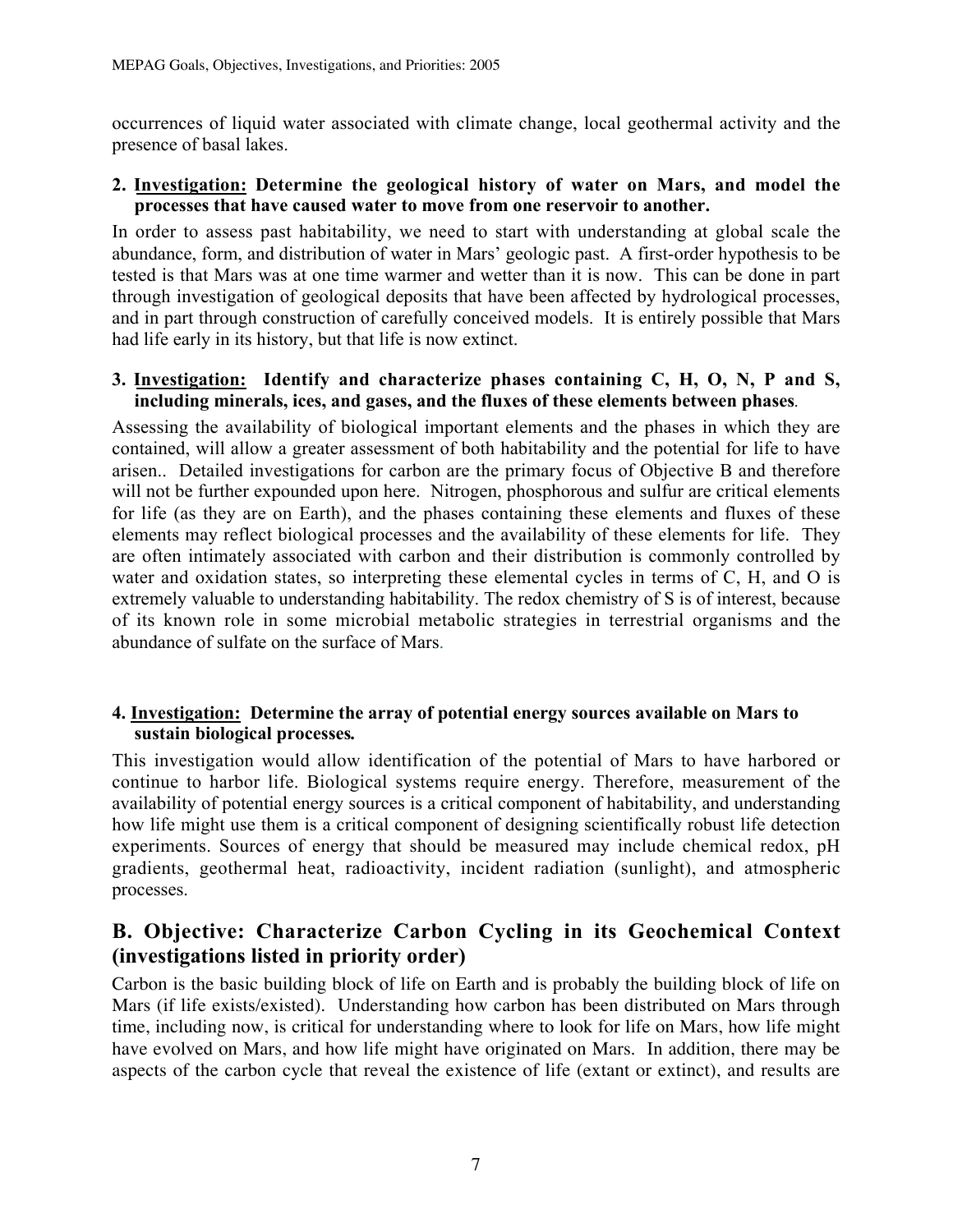occurrences of liquid water associated with climate change, local geothermal activity and the presence of basal lakes.

**2. <u>Investigation:</u> Determine the geological history of water on Mars, and model the processes that have caused water to move from one reservoir to another.**

In order to assess past habitability, we need to start with understanding at global scale the abundance, form, and distribution of water in Mars' geologic past. A first-order hypothesis to be tested is that Mars was at one time warmer and wetter than it is now. This can be done in part through investigation of geological deposits that have been affected by hydrological processes, and in part through construction of carefully conceived models. It is entirely possible that Mars had life early in its history, but that life is now extinct.

**3. <u>Investigation:</u> Identify and characterize phases containing C, H, O, N, P and S, including minerals, ices, and gases, and the fluxes of these elements between phases.**

Assessing the availability of biological important elements and the phases in which they are contained, will allow a greater assessment of both habitability and the potential for life to have arisen.. Detailed investigations for carbon are the primary focus of Objective B and therefore will not be further expounded upon here. Nitrogen, phosphorous and sulfur are critical elements for life (as they are on Earth), and the phases containing these elements and fluxes of these elements may reflect biological processes and the availability of these elements for life. They are often intimately associated with carbon and their distribution is commonly controlled by water and oxidation states, so interpreting these elemental cycles in terms of C, H, and O is extremely valuable to understanding habitability. The redox chemistry of S is of interest, because of its known role in some microbial metabolic strategies in terrestrial organisms and the abundance of sulfate on the surface of Mars.

**4. <u>Investigation:</u> Determine the array of potential energy sources available on Mars to sustain biological processes.**

This investigation would allow identification of the potential of Mars to have harbored or continue to harbor life. Biological systems require energy. Therefore, measurement of the availability of potential energy sources is a critical component of habitability, and understanding how life might use them is a critical component of designing scientifically robust life detection experiments. Sources of energy that should be measured may include chemical redox, pH gradients, geothermal heat, radioactivity, incident radiation (sunlight), and atmospheric processes.

## B. Objective: Characterize Carbon Cycling in its Geochemical Context (investigations listed in priority order)

Carbon is the basic building block of life on Earth and is probably the building block of life on Mars (if life exists/existed). Understanding how carbon has been distributed on Mars through time, including now, is critical for understanding where to look for life on Mars, how life might have evolved on Mars, and how life might have originated on Mars. In addition, there may be aspects of the carbon cycle that reveal the existence of life (extant or extinct), and results are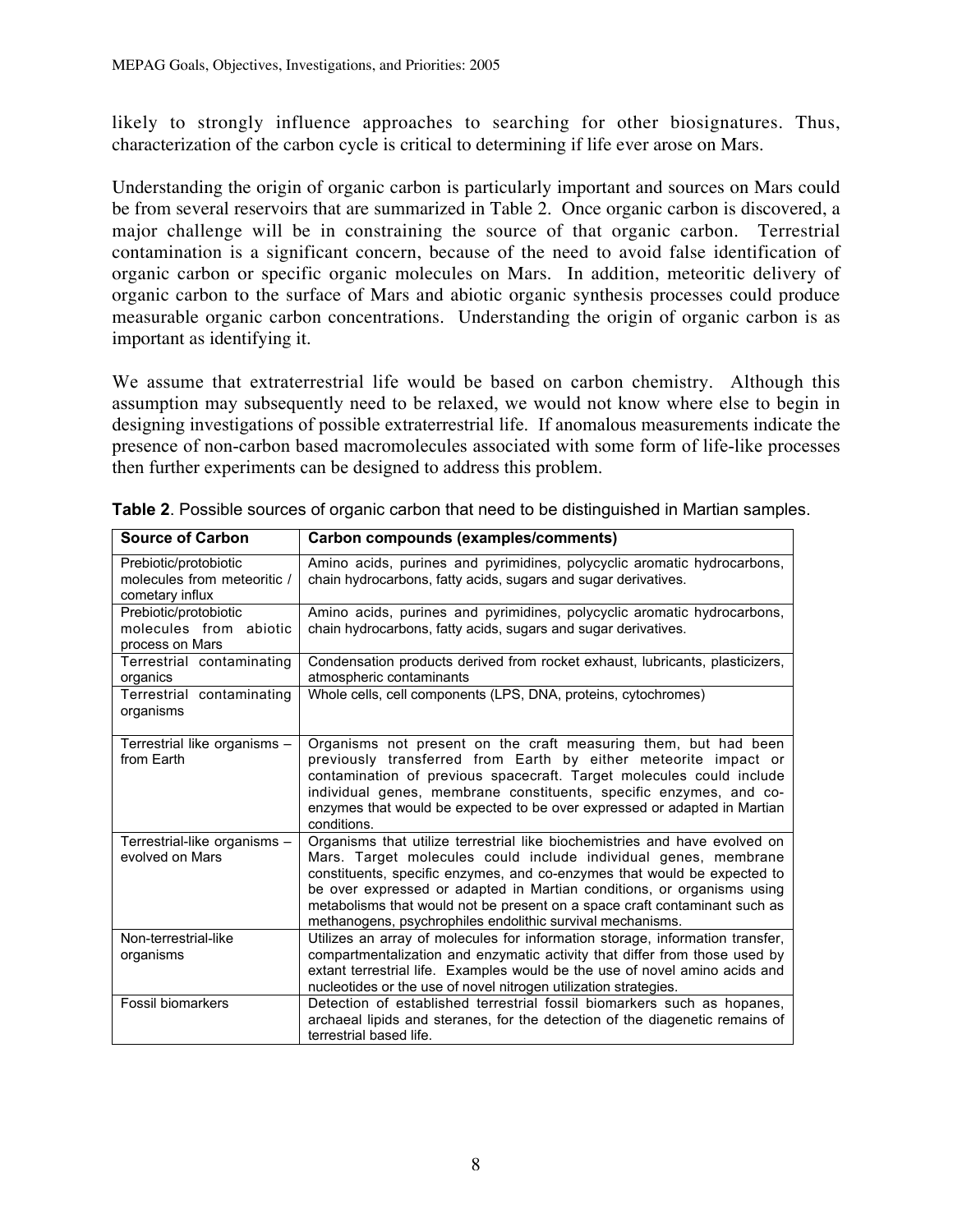likely to strongly influence approaches to searching for other biosignatures. Thus, characterization of the carbon cycle is critical to determining if life ever arose on Mars.

Understanding the origin of organic carbon is particularly important and sources on Mars could be from several reservoirs that are summarized in Table 2. Once organic carbon is discovered, a major challenge will be in constraining the source of that organic carbon. Terrestrial contamination is a significant concern, because of the need to avoid false identification of organic carbon or specific organic molecules on Mars. In addition, meteoritic delivery of organic carbon to the surface of Mars and abiotic organic synthesis processes could produce measurable organic carbon concentrations. Understanding the origin of organic carbon is as important as identifying it.

We assume that extraterrestrial life would be based on carbon chemistry. Although this assumption may subsequently need to be relaxed, we would not know where else to begin in designing investigations of possible extraterrestrial life. If anomalous measurements indicate the presence of non-carbon based macromolecules associated with some form of life-like processes then further experiments can be designed to address this problem.

**Table 2**. Possible sources of organic carbon that need to be distinguished in Martian samples.

| Source of Carbon | Carbon compounds (examples/comments) |
| --- | --- |
| Prebiotic/protobiotic molecules from meteoritic / cometary influx | Amino acids, purines and pyrimidines, polycyclic aromatic hydrocarbons, chain hydrocarbons, fatty acids, sugars and sugar derivatives. |
| Prebiotic/protobiotic molecules from abiotic process on Mars | Amino acids, purines and pyrimidines, polycyclic aromatic hydrocarbons, chain hydrocarbons, fatty acids, sugars and sugar derivatives. |
| Terrestrial contaminating organics | Condensation products derived from rocket exhaust, lubricants, plasticizers, atmospheric contaminants |
| Terrestrial contaminating organisms | Whole cells, cell components (LPS, DNA, proteins, cytochromes) |
| Terrestrial like organisms – from Earth | Organisms not present on the craft measuring them, but had been previously transferred from Earth by either meteorite impact or contamination of previous spacecraft. Target molecules could include individual genes, membrane constituents, specific enzymes, and co-enzymes that would be expected to be over expressed or adapted in Martian conditions. |
| Terrestrial-like organisms – evolved on Mars | Organisms that utilize terrestrial like biochemistries and have evolved on Mars. Target molecules could include individual genes, membrane constituents, specific enzymes, and co-enzymes that would be expected to be over expressed or adapted in Martian conditions, or organisms using metabolisms that would not be present on a space craft contaminant such as methanogens, psychrophiles endolithic survival mechanisms. |
| Non-terrestrial-like organisms | Utilizes an array of molecules for information storage, information transfer, compartmentalization and enzymatic activity that differ from those used by extant terrestrial life. Examples would be the use of novel amino acids and nucleotides or the use of novel nitrogen utilization strategies. |
| Fossil biomarkers | Detection of established terrestrial fossil biomarkers such as hopanes, archaeal lipids and steranes, for the detection of the diagenetic remains of terrestrial based life. |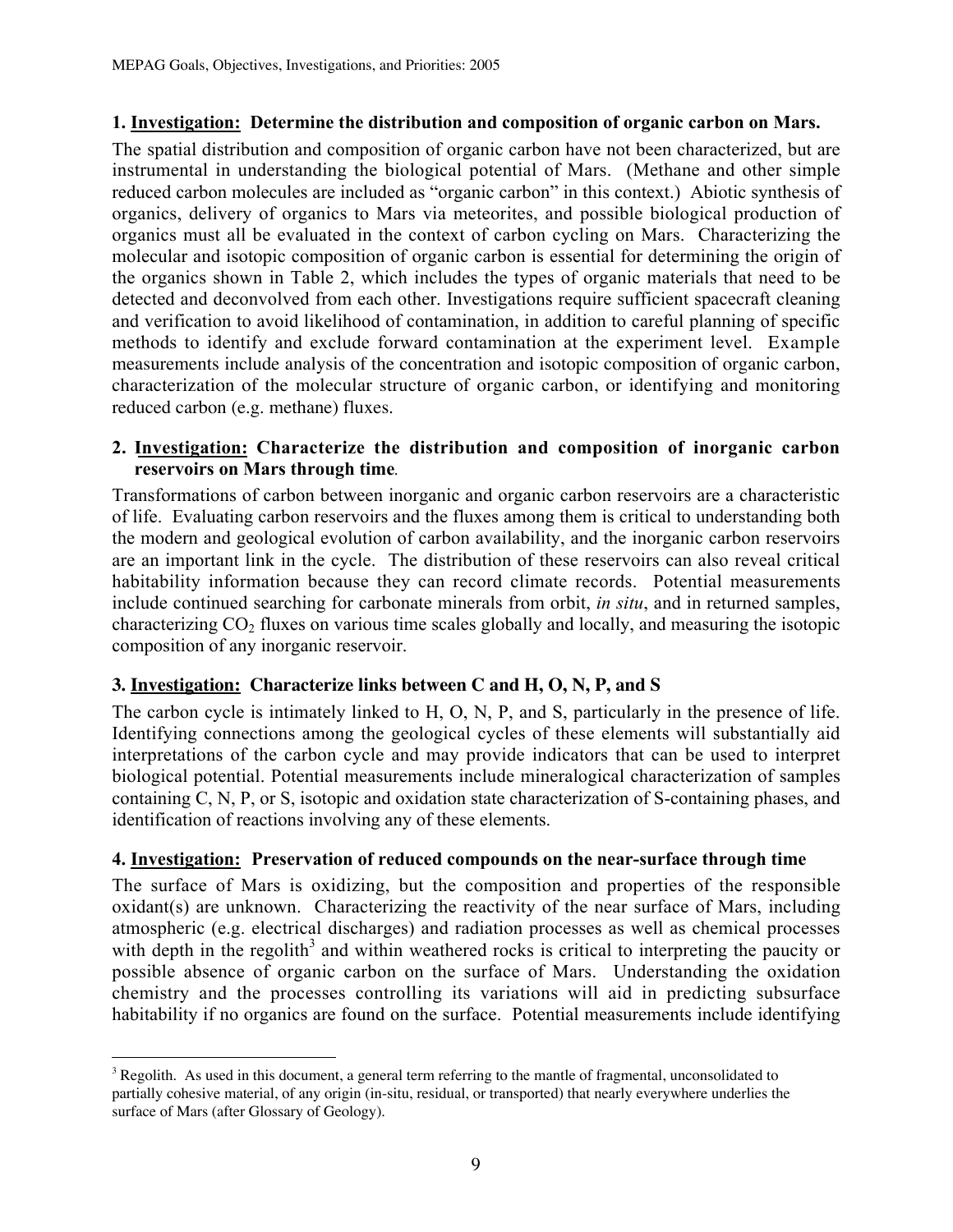**1. <u>Investigation:</u> Determine the distribution and composition of organic carbon on Mars.**

The spatial distribution and composition of organic carbon have not been characterized, but are instrumental in understanding the biological potential of Mars. (Methane and other simple reduced carbon molecules are included as "organic carbon" in this context.) Abiotic synthesis of organics, delivery of organics to Mars via meteorites, and possible biological production of organics must all be evaluated in the context of carbon cycling on Mars. Characterizing the molecular and isotopic composition of organic carbon is essential for determining the origin of the organics shown in Table 2, which includes the types of organic materials that need to be detected and deconvolved from each other. Investigations require sufficient spacecraft cleaning and verification to avoid likelihood of contamination, in addition to careful planning of specific methods to identify and exclude forward contamination at the experiment level. Example measurements include analysis of the concentration and isotopic composition of organic carbon, characterization of the molecular structure of organic carbon, or identifying and monitoring reduced carbon (e.g. methane) fluxes.

**2. <u>Investigation:</u> Characterize the distribution and composition of inorganic carbon reservoirs on Mars through time.**

Transformations of carbon between inorganic and organic carbon reservoirs are a characteristic of life. Evaluating carbon reservoirs and the fluxes among them is critical to understanding both the modern and geological evolution of carbon availability, and the inorganic carbon reservoirs are an important link in the cycle. The distribution of these reservoirs can also reveal critical habitability information because they can record climate records. Potential measurements include continued searching for carbonate minerals from orbit, *in situ*, and in returned samples, characterizing $CO_2$ fluxes on various time scales globally and locally, and measuring the isotopic composition of any inorganic reservoir.

**3. <u>Investigation:</u> Characterize links between C and H, O, N, P, and S**

The carbon cycle is intimately linked to H, O, N, P, and S, particularly in the presence of life. Identifying connections among the geological cycles of these elements will substantially aid interpretations of the carbon cycle and may provide indicators that can be used to interpret biological potential. Potential measurements include mineralogical characterization of samples containing C, N, P, or S, isotopic and oxidation state characterization of S-containing phases, and identification of reactions involving any of these elements.

**4. <u>Investigation:</u> Preservation of reduced compounds on the near-surface through time**

The surface of Mars is oxidizing, but the composition and properties of the responsible oxidant(s) are unknown. Characterizing the reactivity of the near surface of Mars, including atmospheric (e.g. electrical discharges) and radiation processes as well as chemical processes with depth in the regolith[3] and within weathered rocks is critical to interpreting the paucity or possible absence of organic carbon on the surface of Mars. Understanding the oxidation chemistry and the processes controlling its variations will aid in predicting subsurface habitability if no organics are found on the surface. Potential measurements include identifying

[3] Regolith. As used in this document, a general term referring to the mantle of fragmental, unconsolidated to partially cohesive material, of any origin (in-situ, residual, or transported) that nearly everywhere underlies the surface of Mars (after Glossary of Geology).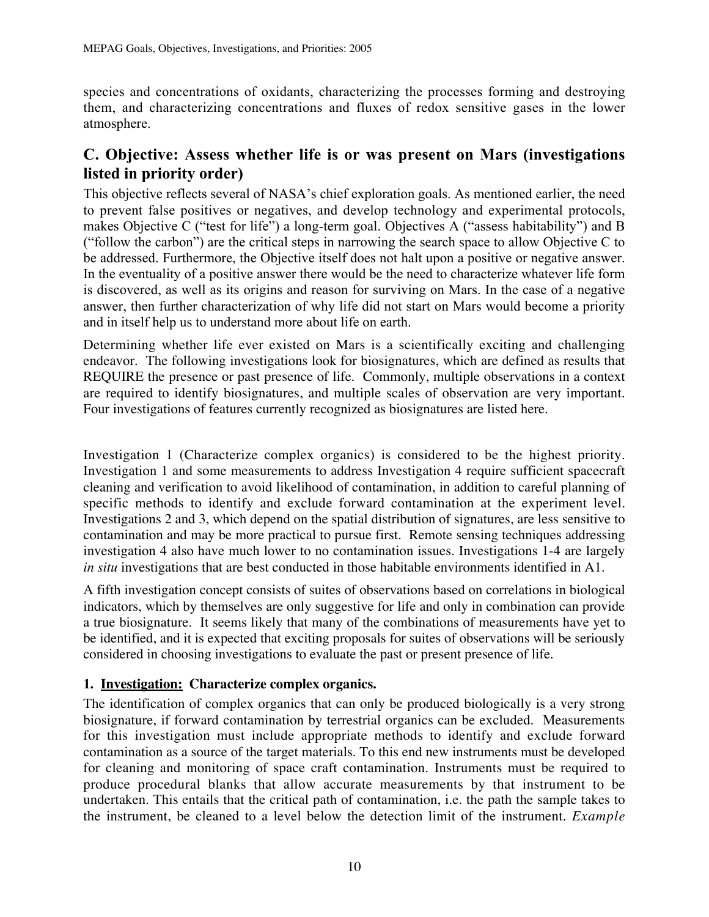species and concentrations of oxidants, characterizing the processes forming and destroying them, and characterizing concentrations and fluxes of redox sensitive gases in the lower atmosphere.

## C. Objective: Assess whether life is or was present on Mars (investigations listed in priority order)

This objective reflects several of NASA's chief exploration goals. As mentioned earlier, the need to prevent false positives or negatives, and develop technology and experimental protocols, makes Objective C ("test for life") a long-term goal. Objectives A ("assess habitability") and B ("follow the carbon") are the critical steps in narrowing the search space to allow Objective C to be addressed. Furthermore, the Objective itself does not halt upon a positive or negative answer. In the eventuality of a positive answer there would be the need to characterize whatever life form is discovered, as well as its origins and reason for surviving on Mars. In the case of a negative answer, then further characterization of why life did not start on Mars would become a priority and in itself help us to understand more about life on earth.

Determining whether life ever existed on Mars is a scientifically exciting and challenging endeavor. The following investigations look for biosignatures, which are defined as results that REQUIRE the presence or past presence of life. Commonly, multiple observations in a context are required to identify biosignatures, and multiple scales of observation are very important. Four investigations of features currently recognized as biosignatures are listed here.

Investigation 1 (Characterize complex organics) is considered to be the highest priority. Investigation 1 and some measurements to address Investigation 4 require sufficient spacecraft cleaning and verification to avoid likelihood of contamination, in addition to careful planning of specific methods to identify and exclude forward contamination at the experiment level. Investigations 2 and 3, which depend on the spatial distribution of signatures, are less sensitive to contamination and may be more practical to pursue first. Remote sensing techniques addressing investigation 4 also have much lower to no contamination issues. Investigations 1-4 are largely *in situ* investigations that are best conducted in those habitable environments identified in A1.

A fifth investigation concept consists of suites of observations based on correlations in biological indicators, which by themselves are only suggestive for life and only in combination can provide a true biosignature. It seems likely that many of the combinations of measurements have yet to be identified, and it is expected that exciting proposals for suites of observations will be seriously considered in choosing investigations to evaluate the past or present presence of life.

### 1. <u>Investigation:</u> Characterize complex organics.

The identification of complex organics that can only be produced biologically is a very strong biosignature, if forward contamination by terrestrial organics can be excluded. Measurements for this investigation must include appropriate methods to identify and exclude forward contamination as a source of the target materials. To this end new instruments must be developed for cleaning and monitoring of space craft contamination. Instruments must be required to produce procedural blanks that allow accurate measurements by that instrument to be undertaken. This entails that the critical path of contamination, i.e. the path the sample takes to the instrument, be cleaned to a level below the detection limit of the instrument. *Example*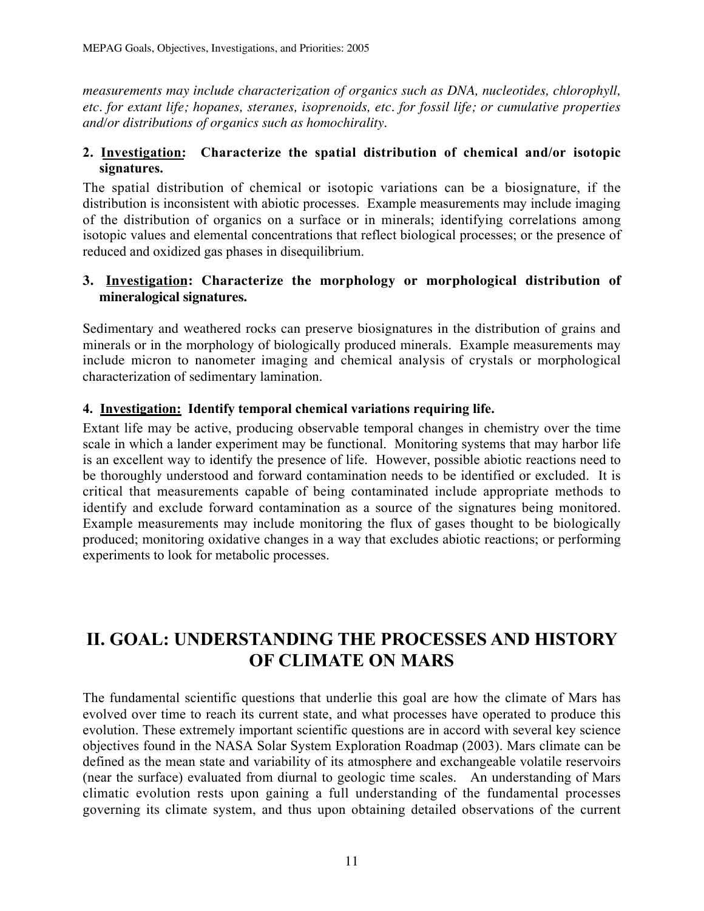*measurements may include characterization of organics such as DNA, nucleotides, chlorophyll, etc. for extant life; hopanes, steranes, isoprenoids, etc. for fossil life; or cumulative properties and/or distributions of organics such as homochirality.*

**2. <u>Investigation</u>: Characterize the spatial distribution of chemical and/or isotopic signatures.**

The spatial distribution of chemical or isotopic variations can be a biosignature, if the distribution is inconsistent with abiotic processes. Example measurements may include imaging of the distribution of organics on a surface or in minerals; identifying correlations among isotopic values and elemental concentrations that reflect biological processes; or the presence of reduced and oxidized gas phases in disequilibrium.

**3. <u>Investigation</u>: Characterize the morphology or morphological distribution of mineralogical signatures.**

Sedimentary and weathered rocks can preserve biosignatures in the distribution of grains and minerals or in the morphology of biologically produced minerals. Example measurements may include micron to nanometer imaging and chemical analysis of crystals or morphological characterization of sedimentary lamination.

**4. <u>Investigation</u>: Identify temporal chemical variations requiring life.**

Extant life may be active, producing observable temporal changes in chemistry over the time scale in which a lander experiment may be functional. Monitoring systems that may harbor life is an excellent way to identify the presence of life. However, possible abiotic reactions need to be thoroughly understood and forward contamination needs to be identified or excluded. It is critical that measurements capable of being contaminated include appropriate methods to identify and exclude forward contamination as a source of the signatures being monitored. Example measurements may include monitoring the flux of gases thought to be biologically produced; monitoring oxidative changes in a way that excludes abiotic reactions; or performing experiments to look for metabolic processes.

# II. GOAL: UNDERSTANDING THE PROCESSES AND HISTORY OF CLIMATE ON MARS

The fundamental scientific questions that underlie this goal are how the climate of Mars has evolved over time to reach its current state, and what processes have operated to produce this evolution. These extremely important scientific questions are in accord with several key science objectives found in the NASA Solar System Exploration Roadmap (2003). Mars climate can be defined as the mean state and variability of its atmosphere and exchangeable volatile reservoirs (near the surface) evaluated from diurnal to geologic time scales. An understanding of Mars climatic evolution rests upon gaining a full understanding of the fundamental processes governing its climate system, and thus upon obtaining detailed observations of the current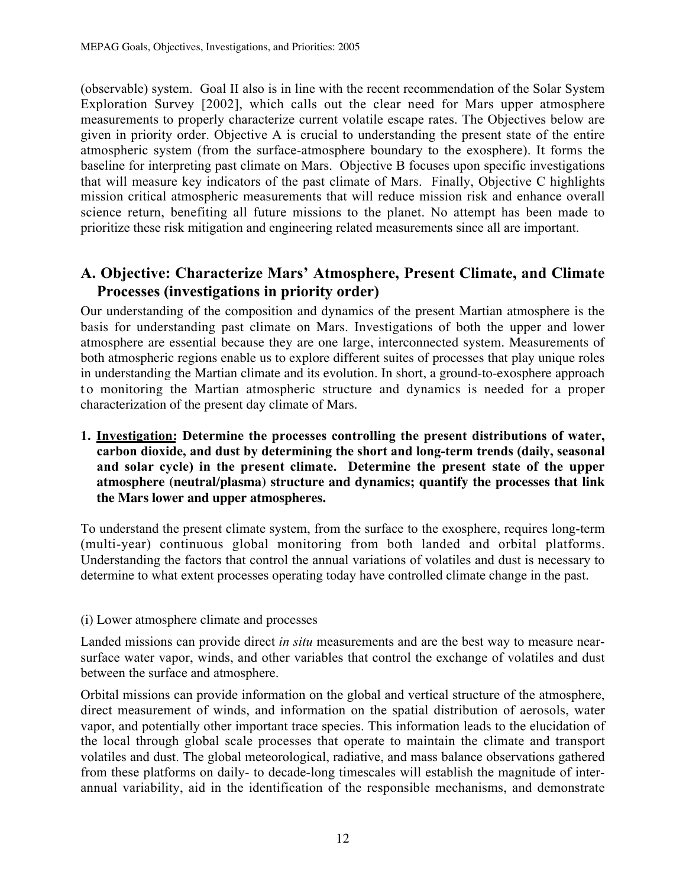(observable) system. Goal II also is in line with the recent recommendation of the Solar System Exploration Survey [2002], which calls out the clear need for Mars upper atmosphere measurements to properly characterize current volatile escape rates. The Objectives below are given in priority order. Objective A is crucial to understanding the present state of the entire atmospheric system (from the surface-atmosphere boundary to the exosphere). It forms the baseline for interpreting past climate on Mars. Objective B focuses upon specific investigations that will measure key indicators of the past climate of Mars. Finally, Objective C highlights mission critical atmospheric measurements that will reduce mission risk and enhance overall science return, benefiting all future missions to the planet. No attempt has been made to prioritize these risk mitigation and engineering related measurements since all are important.

## A. Objective: Characterize Mars' Atmosphere, Present Climate, and Climate Processes (investigations in priority order)

Our understanding of the composition and dynamics of the present Martian atmosphere is the basis for understanding past climate on Mars. Investigations of both the upper and lower atmosphere are essential because they are one large, interconnected system. Measurements of both atmospheric regions enable us to explore different suites of processes that play unique roles in understanding the Martian climate and its evolution. In short, a ground-to-exosphere approach to monitoring the Martian atmospheric structure and dynamics is needed for a proper characterization of the present day climate of Mars.

**1. <u>Investigation</u>: Determine the processes controlling the present distributions of water, carbon dioxide, and dust by determining the short and long-term trends (daily, seasonal and solar cycle) in the present climate. Determine the present state of the upper atmosphere (neutral/plasma) structure and dynamics; quantify the processes that link the Mars lower and upper atmospheres.**

To understand the present climate system, from the surface to the exosphere, requires long-term (multi-year) continuous global monitoring from both landed and orbital platforms. Understanding the factors that control the annual variations of volatiles and dust is necessary to determine to what extent processes operating today have controlled climate change in the past.

(i) Lower atmosphere climate and processes

Landed missions can provide direct *in situ* measurements and are the best way to measure near-surface water vapor, winds, and other variables that control the exchange of volatiles and dust between the surface and atmosphere.

Orbital missions can provide information on the global and vertical structure of the atmosphere, direct measurement of winds, and information on the spatial distribution of aerosols, water vapor, and potentially other important trace species. This information leads to the elucidation of the local through global scale processes that operate to maintain the climate and transport volatiles and dust. The global meteorological, radiative, and mass balance observations gathered from these platforms on daily- to decade-long timescales will establish the magnitude of inter-annual variability, aid in the identification of the responsible mechanisms, and demonstrate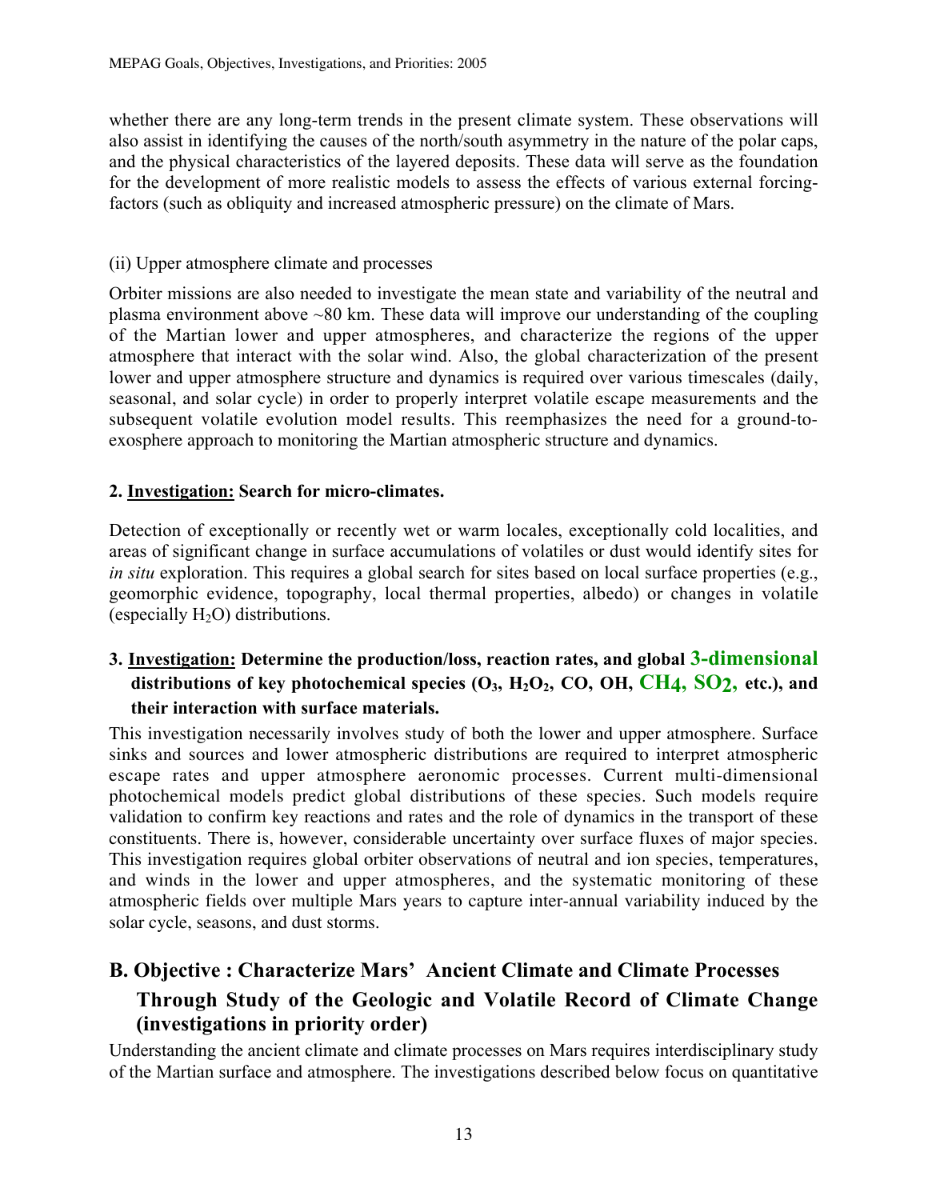whether there are any long-term trends in the present climate system. These observations will also assist in identifying the causes of the north/south asymmetry in the nature of the polar caps, and the physical characteristics of the layered deposits. These data will serve as the foundation for the development of more realistic models to assess the effects of various external forcing-factors (such as obliquity and increased atmospheric pressure) on the climate of Mars.

(ii) Upper atmosphere climate and processes

Orbiter missions are also needed to investigate the mean state and variability of the neutral and plasma environment above ~80 km. These data will improve our understanding of the coupling of the Martian lower and upper atmospheres, and characterize the regions of the upper atmosphere that interact with the solar wind. Also, the global characterization of the present lower and upper atmosphere structure and dynamics is required over various timescales (daily, seasonal, and solar cycle) in order to properly interpret volatile escape measurements and the subsequent volatile evolution model results. This reemphasizes the need for a ground-to-exosphere approach to monitoring the Martian atmospheric structure and dynamics.

**2. Investigation: Search for micro-climates.**

Detection of exceptionally or recently wet or warm locales, exceptionally cold localities, and areas of significant change in surface accumulations of volatiles or dust would identify sites for *in situ* exploration. This requires a global search for sites based on local surface properties (e.g., geomorphic evidence, topography, local thermal properties, albedo) or changes in volatile (especially $H_2O$) distributions.

**3. Investigation: Determine the production/loss, reaction rates, and global 3-dimensional distributions of key photochemical species ($O_3$, $H_2O_2$, CO, OH, $CH_4$, $SO_2$, etc.), and their interaction with surface materials.**

This investigation necessarily involves study of both the lower and upper atmosphere. Surface sinks and sources and lower atmospheric distributions are required to interpret atmospheric escape rates and upper atmosphere aeronomic processes. Current multi-dimensional photochemical models predict global distributions of these species. Such models require validation to confirm key reactions and rates and the role of dynamics in the transport of these constituents. There is, however, considerable uncertainty over surface fluxes of major species. This investigation requires global orbiter observations of neutral and ion species, temperatures, and winds in the lower and upper atmospheres, and the systematic monitoring of these atmospheric fields over multiple Mars years to capture inter-annual variability induced by the solar cycle, seasons, and dust storms.

## B. Objective : Characterize Mars' Ancient Climate and Climate Processes Through Study of the Geologic and Volatile Record of Climate Change (investigations in priority order)

Understanding the ancient climate and climate processes on Mars requires interdisciplinary study of the Martian surface and atmosphere. The investigations described below focus on quantitative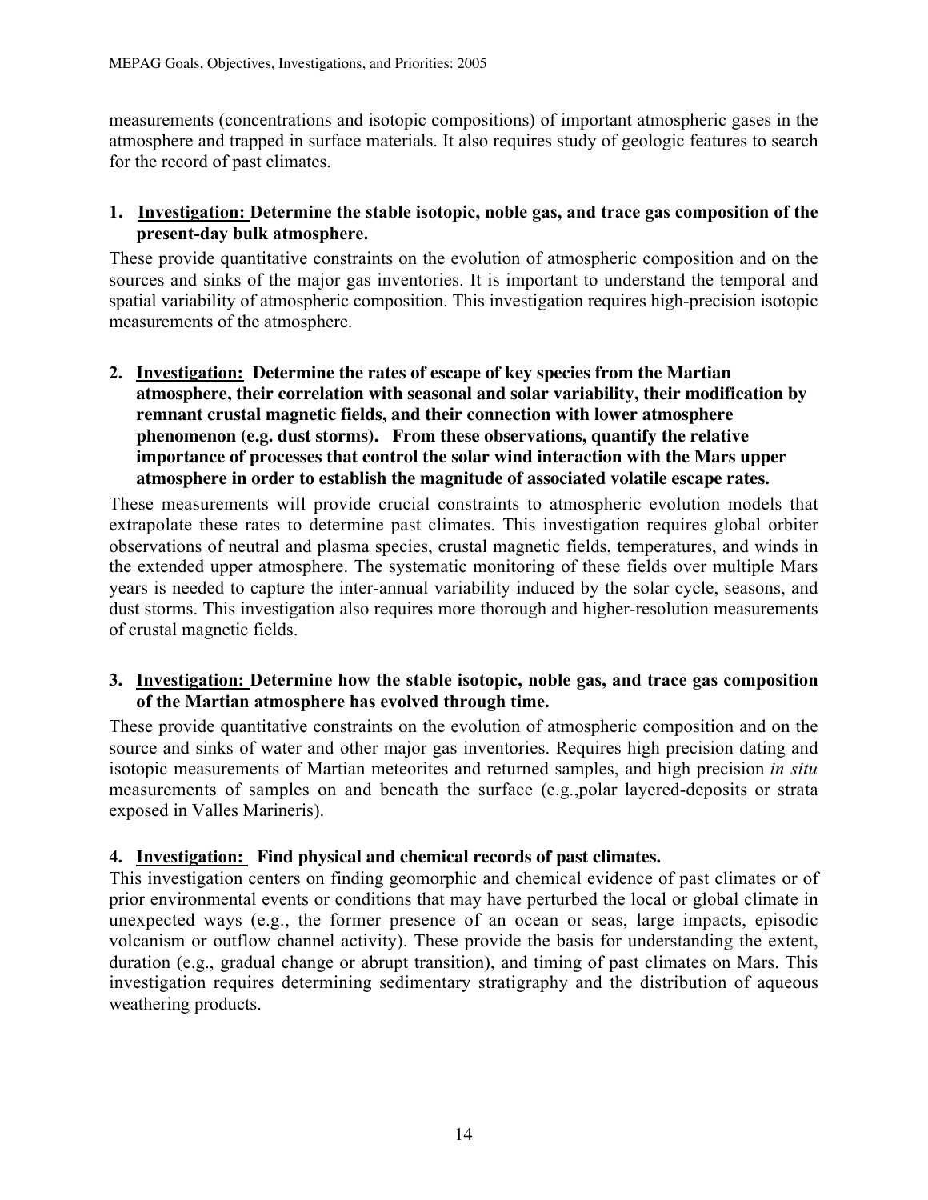measurements (concentrations and isotopic compositions) of important atmospheric gases in the atmosphere and trapped in surface materials. It also requires study of geologic features to search for the record of past climates.

**1. <u>Investigation:</u> Determine the stable isotopic, noble gas, and trace gas composition of the present-day bulk atmosphere.**

These provide quantitative constraints on the evolution of atmospheric composition and on the sources and sinks of the major gas inventories. It is important to understand the temporal and spatial variability of atmospheric composition. This investigation requires high-precision isotopic measurements of the atmosphere.

**2. <u>Investigation:</u> Determine the rates of escape of key species from the Martian atmosphere, their correlation with seasonal and solar variability, their modification by remnant crustal magnetic fields, and their connection with lower atmosphere phenomenon (e.g. dust storms). From these observations, quantify the relative importance of processes that control the solar wind interaction with the Mars upper atmosphere in order to establish the magnitude of associated volatile escape rates.**

These measurements will provide crucial constraints to atmospheric evolution models that extrapolate these rates to determine past climates. This investigation requires global orbiter observations of neutral and plasma species, crustal magnetic fields, temperatures, and winds in the extended upper atmosphere. The systematic monitoring of these fields over multiple Mars years is needed to capture the inter-annual variability induced by the solar cycle, seasons, and dust storms. This investigation also requires more thorough and higher-resolution measurements of crustal magnetic fields.

**3. <u>Investigation:</u> Determine how the stable isotopic, noble gas, and trace gas composition of the Martian atmosphere has evolved through time.**

These provide quantitative constraints on the evolution of atmospheric composition and on the source and sinks of water and other major gas inventories. Requires high precision dating and isotopic measurements of Martian meteorites and returned samples, and high precision *in situ* measurements of samples on and beneath the surface (e.g.,polar layered-deposits or strata exposed in Valles Marineris).

**4. <u>Investigation:</u> Find physical and chemical records of past climates.**

This investigation centers on finding geomorphic and chemical evidence of past climates or of prior environmental events or conditions that may have perturbed the local or global climate in unexpected ways (e.g., the former presence of an ocean or seas, large impacts, episodic volcanism or outflow channel activity). These provide the basis for understanding the extent, duration (e.g., gradual change or abrupt transition), and timing of past climates on Mars. This investigation requires determining sedimentary stratigraphy and the distribution of aqueous weathering products.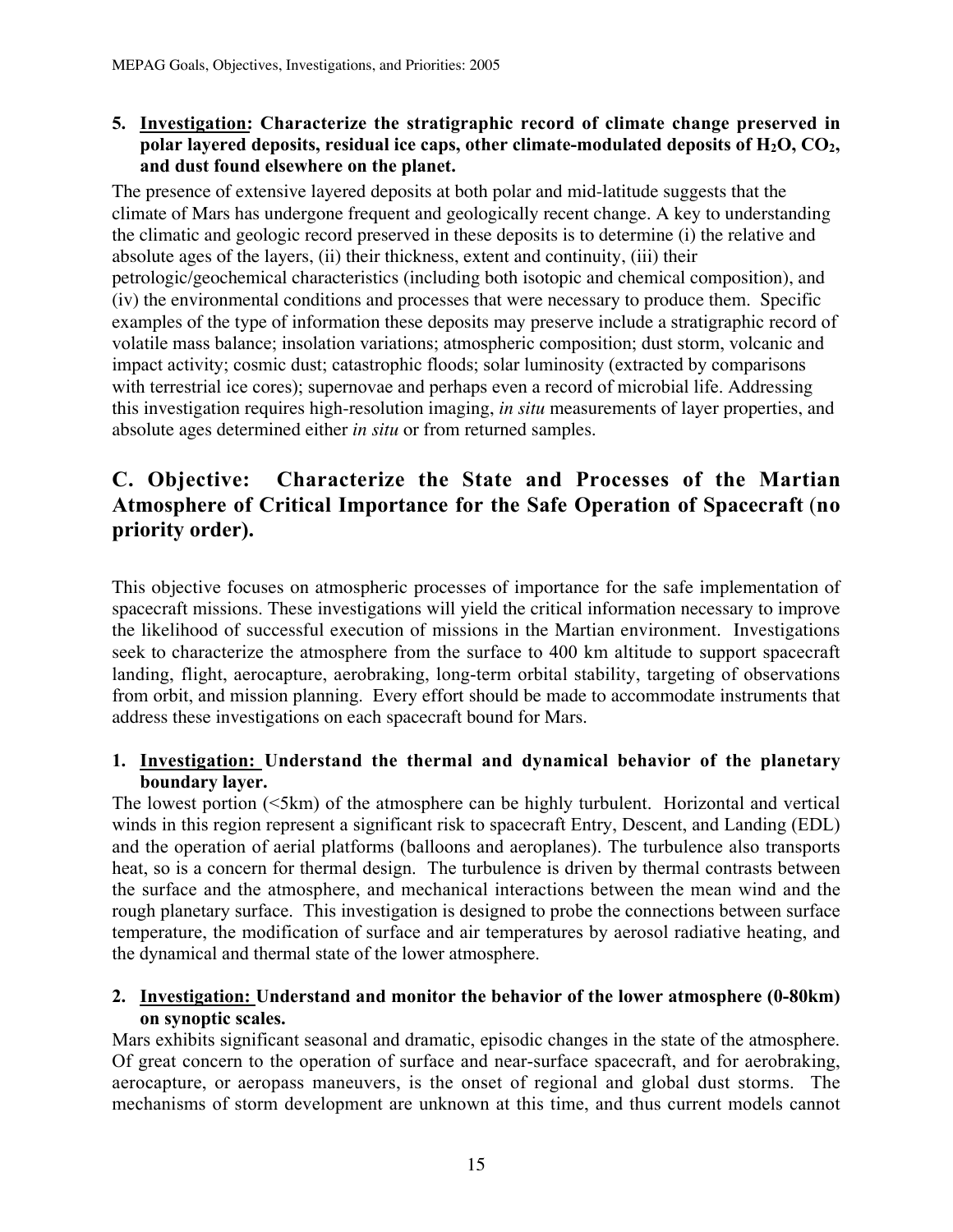5. **Investigation: Characterize the stratigraphic record of climate change preserved in polar layered deposits, residual ice caps, other climate-modulated deposits of $H_2O$, $CO_2$, and dust found elsewhere on the planet.**

The presence of extensive layered deposits at both polar and mid-latitude suggests that the climate of Mars has undergone frequent and geologically recent change. A key to understanding the climatic and geologic record preserved in these deposits is to determine (i) the relative and absolute ages of the layers, (ii) their thickness, extent and continuity, (iii) their petrologic/geochemical characteristics (including both isotopic and chemical composition), and (iv) the environmental conditions and processes that were necessary to produce them. Specific examples of the type of information these deposits may preserve include a stratigraphic record of volatile mass balance; insolation variations; atmospheric composition; dust storm, volcanic and impact activity; cosmic dust; catastrophic floods; solar luminosity (extracted by comparisons with terrestrial ice cores); supernovae and perhaps even a record of microbial life. Addressing this investigation requires high-resolution imaging, *in situ* measurements of layer properties, and absolute ages determined either *in situ* or from returned samples.

## C. Objective: Characterize the State and Processes of the Martian Atmosphere of Critical Importance for the Safe Operation of Spacecraft (no priority order).

This objective focuses on atmospheric processes of importance for the safe implementation of spacecraft missions. These investigations will yield the critical information necessary to improve the likelihood of successful execution of missions in the Martian environment. Investigations seek to characterize the atmosphere from the surface to 400 km altitude to support spacecraft landing, flight, aerocapture, aerobraking, long-term orbital stability, targeting of observations from orbit, and mission planning. Every effort should be made to accommodate instruments that address these investigations on each spacecraft bound for Mars.

1. **Investigation: Understand the thermal and dynamical behavior of the planetary boundary layer.**

The lowest portion (<5km) of the atmosphere can be highly turbulent. Horizontal and vertical winds in this region represent a significant risk to spacecraft Entry, Descent, and Landing (EDL) and the operation of aerial platforms (balloons and aeroplanes). The turbulence also transports heat, so is a concern for thermal design. The turbulence is driven by thermal contrasts between the surface and the atmosphere, and mechanical interactions between the mean wind and the rough planetary surface. This investigation is designed to probe the connections between surface temperature, the modification of surface and air temperatures by aerosol radiative heating, and the dynamical and thermal state of the lower atmosphere.

2. **Investigation: Understand and monitor the behavior of the lower atmosphere (0-80km) on synoptic scales.**

Mars exhibits significant seasonal and dramatic, episodic changes in the state of the atmosphere. Of great concern to the operation of surface and near-surface spacecraft, and for aerobraking, aerocapture, or aeropass maneuvers, is the onset of regional and global dust storms. The mechanisms of storm development are unknown at this time, and thus current models cannot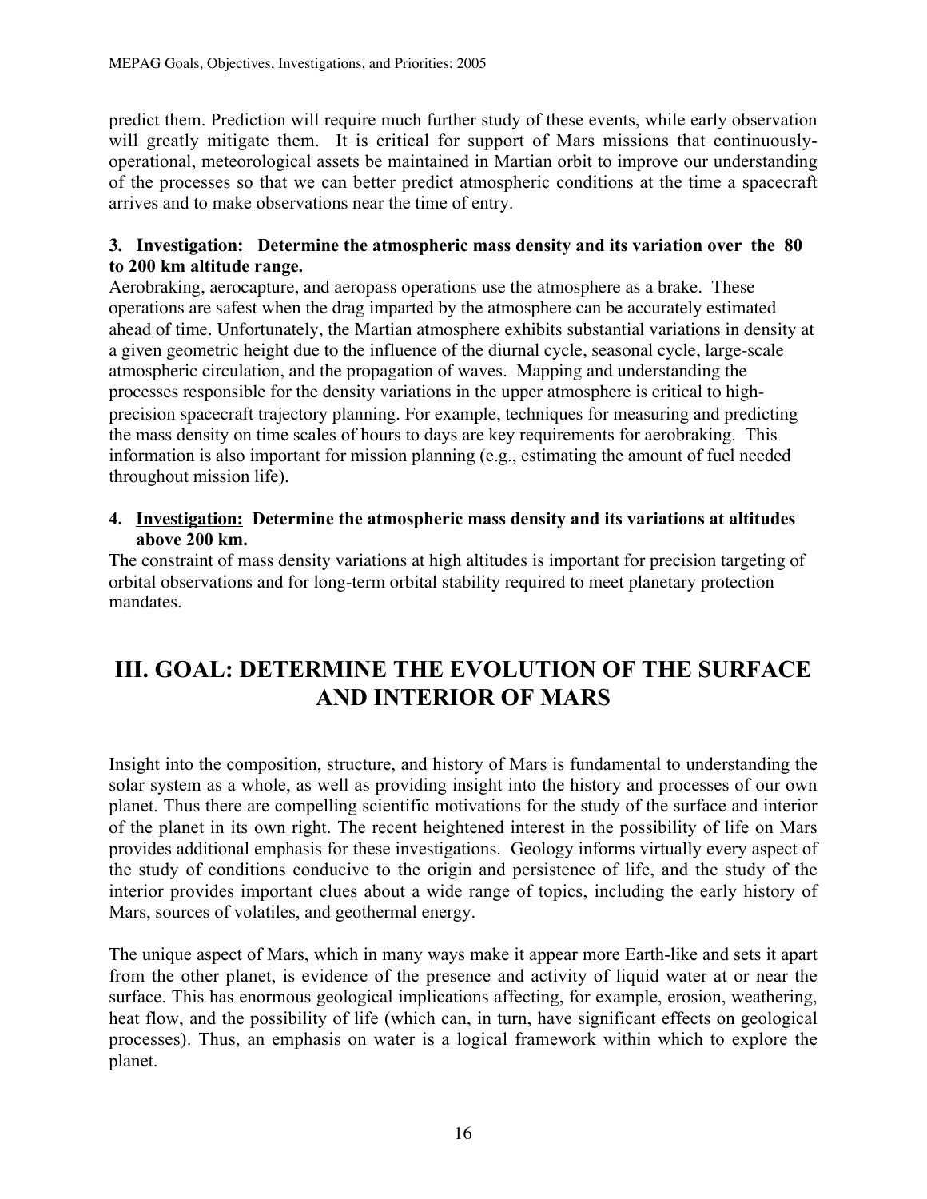predict them. Prediction will require much further study of these events, while early observation will greatly mitigate them. It is critical for support of Mars missions that continuously-operational, meteorological assets be maintained in Martian orbit to improve our understanding of the processes so that we can better predict atmospheric conditions at the time a spacecraft arrives and to make observations near the time of entry.

**3. Investigation: Determine the atmospheric mass density and its variation over the 80 to 200 km altitude range.**

Aerobraking, aerocapture, and aeropass operations use the atmosphere as a brake. These operations are safest when the drag imparted by the atmosphere can be accurately estimated ahead of time. Unfortunately, the Martian atmosphere exhibits substantial variations in density at a given geometric height due to the influence of the diurnal cycle, seasonal cycle, large-scale atmospheric circulation, and the propagation of waves. Mapping and understanding the processes responsible for the density variations in the upper atmosphere is critical to high-precision spacecraft trajectory planning. For example, techniques for measuring and predicting the mass density on time scales of hours to days are key requirements for aerobraking. This information is also important for mission planning (e.g., estimating the amount of fuel needed throughout mission life).

**4. Investigation: Determine the atmospheric mass density and its variations at altitudes above 200 km.**

The constraint of mass density variations at high altitudes is important for precision targeting of orbital observations and for long-term orbital stability required to meet planetary protection mandates.

# III. GOAL: DETERMINE THE EVOLUTION OF THE SURFACE AND INTERIOR OF MARS

Insight into the composition, structure, and history of Mars is fundamental to understanding the solar system as a whole, as well as providing insight into the history and processes of our own planet. Thus there are compelling scientific motivations for the study of the surface and interior of the planet in its own right. The recent heightened interest in the possibility of life on Mars provides additional emphasis for these investigations. Geology informs virtually every aspect of the study of conditions conducive to the origin and persistence of life, and the study of the interior provides important clues about a wide range of topics, including the early history of Mars, sources of volatiles, and geothermal energy.

The unique aspect of Mars, which in many ways make it appear more Earth-like and sets it apart from the other planet, is evidence of the presence and activity of liquid water at or near the surface. This has enormous geological implications affecting, for example, erosion, weathering, heat flow, and the possibility of life (which can, in turn, have significant effects on geological processes). Thus, an emphasis on water is a logical framework within which to explore the planet.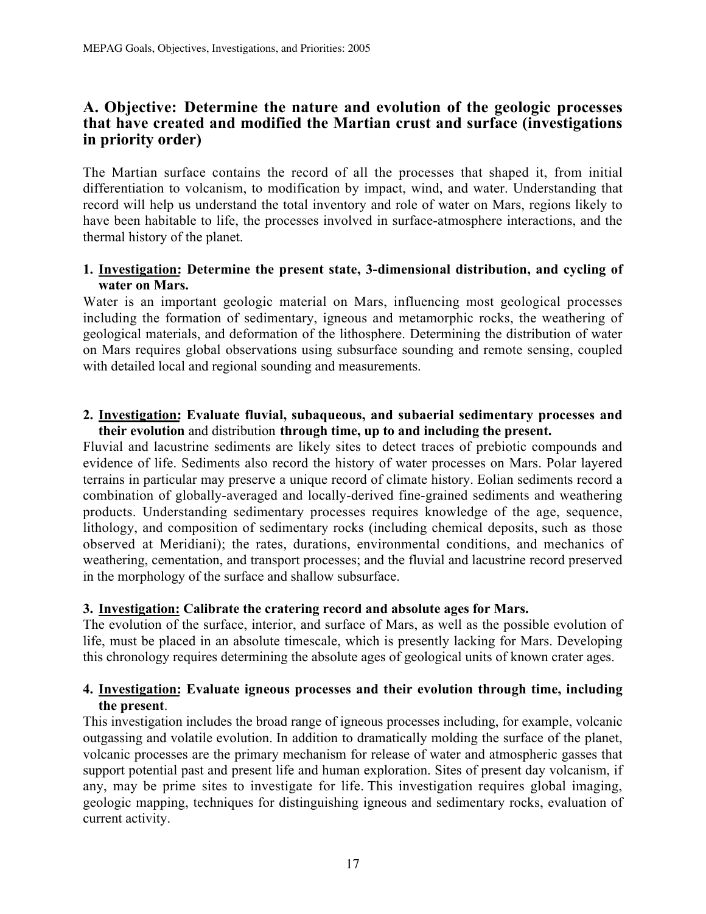## A. Objective: Determine the nature and evolution of the geologic processes that have created and modified the Martian crust and surface (investigations in priority order)

The Martian surface contains the record of all the processes that shaped it, from initial differentiation to volcanism, to modification by impact, wind, and water. Understanding that record will help us understand the total inventory and role of water on Mars, regions likely to have been habitable to life, the processes involved in surface-atmosphere interactions, and the thermal history of the planet.

**1. <u>Investigation</u>: Determine the present state, 3-dimensional distribution, and cycling of water on Mars.**

Water is an important geologic material on Mars, influencing most geological processes including the formation of sedimentary, igneous and metamorphic rocks, the weathering of geological materials, and deformation of the lithosphere. Determining the distribution of water on Mars requires global observations using subsurface sounding and remote sensing, coupled with detailed local and regional sounding and measurements.

**2. <u>Investigation</u>: Evaluate fluvial, subaqueous, and subaerial sedimentary processes and their evolution** and distribution **through time, up to and including the present.**

Fluvial and lacustrine sediments are likely sites to detect traces of prebiotic compounds and evidence of life. Sediments also record the history of water processes on Mars. Polar layered terrains in particular may preserve a unique record of climate history. Eolian sediments record a combination of globally-averaged and locally-derived fine-grained sediments and weathering products. Understanding sedimentary processes requires knowledge of the age, sequence, lithology, and composition of sedimentary rocks (including chemical deposits, such as those observed at Meridiani); the rates, durations, environmental conditions, and mechanics of weathering, cementation, and transport processes; and the fluvial and lacustrine record preserved in the morphology of the surface and shallow subsurface.

**3. <u>Investigation:</u> Calibrate the cratering record and absolute ages for Mars.**

The evolution of the surface, interior, and surface of Mars, as well as the possible evolution of life, must be placed in an absolute timescale, which is presently lacking for Mars. Developing this chronology requires determining the absolute ages of geological units of known crater ages.

**4. <u>Investigation:</u> Evaluate igneous processes and their evolution through time, including the present**.

This investigation includes the broad range of igneous processes including, for example, volcanic outgassing and volatile evolution. In addition to dramatically molding the surface of the planet, volcanic processes are the primary mechanism for release of water and atmospheric gasses that support potential past and present life and human exploration. Sites of present day volcanism, if any, may be prime sites to investigate for life. This investigation requires global imaging, geologic mapping, techniques for distinguishing igneous and sedimentary rocks, evaluation of current activity.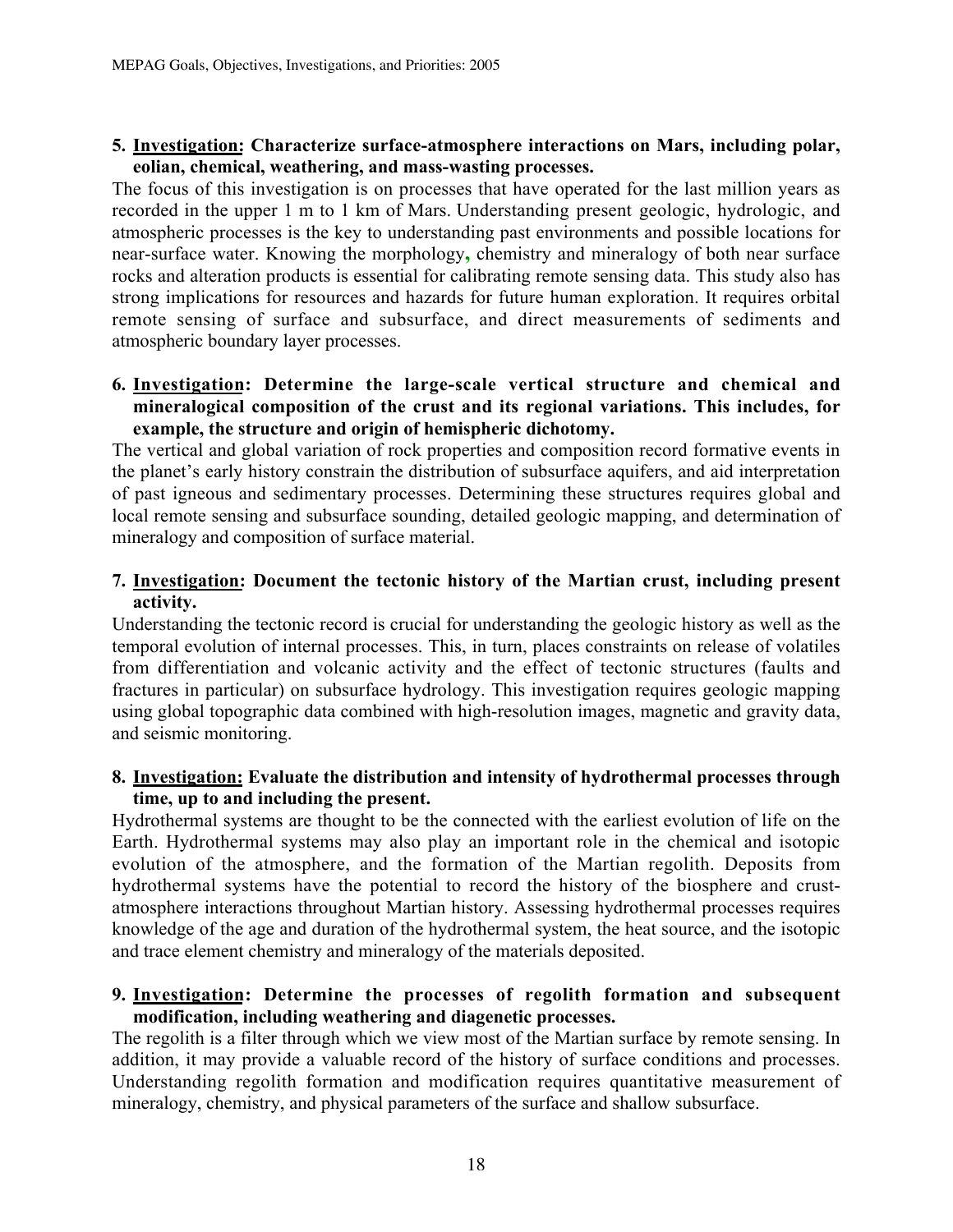5. **<u>Investigation:</u> Characterize surface-atmosphere interactions on Mars, including polar, eolian, chemical, weathering, and mass-wasting processes.**

The focus of this investigation is on processes that have operated for the last million years as recorded in the upper 1 m to 1 km of Mars. Understanding present geologic, hydrologic, and atmospheric processes is the key to understanding past environments and possible locations for near-surface water. Knowing the morphology, chemistry and mineralogy of both near surface rocks and alteration products is essential for calibrating remote sensing data. This study also has strong implications for resources and hazards for future human exploration. It requires orbital remote sensing of surface and subsurface, and direct measurements of sediments and atmospheric boundary layer processes.

6. **<u>Investigation</u>: Determine the large-scale vertical structure and chemical and mineralogical composition of the crust and its regional variations. This includes, for example, the structure and origin of hemispheric dichotomy.**

The vertical and global variation of rock properties and composition record formative events in the planet's early history constrain the distribution of subsurface aquifers, and aid interpretation of past igneous and sedimentary processes. Determining these structures requires global and local remote sensing and subsurface sounding, detailed geologic mapping, and determination of mineralogy and composition of surface material.

7. **<u>Investigation</u>: Document the tectonic history of the Martian crust, including present activity.**

Understanding the tectonic record is crucial for understanding the geologic history as well as the temporal evolution of internal processes. This, in turn, places constraints on release of volatiles from differentiation and volcanic activity and the effect of tectonic structures (faults and fractures in particular) on subsurface hydrology. This investigation requires geologic mapping using global topographic data combined with high-resolution images, magnetic and gravity data, and seismic monitoring.

8. **<u>Investigation:</u> Evaluate the distribution and intensity of hydrothermal processes through time, up to and including the present.**

Hydrothermal systems are thought to be the connected with the earliest evolution of life on the Earth. Hydrothermal systems may also play an important role in the chemical and isotopic evolution of the atmosphere, and the formation of the Martian regolith. Deposits from hydrothermal systems have the potential to record the history of the biosphere and crust-atmosphere interactions throughout Martian history. Assessing hydrothermal processes requires knowledge of the age and duration of the hydrothermal system, the heat source, and the isotopic and trace element chemistry and mineralogy of the materials deposited.

9. **<u>Investigation</u>: Determine the processes of regolith formation and subsequent modification, including weathering and diagenetic processes.**

The regolith is a filter through which we view most of the Martian surface by remote sensing. In addition, it may provide a valuable record of the history of surface conditions and processes. Understanding regolith formation and modification requires quantitative measurement of mineralogy, chemistry, and physical parameters of the surface and shallow subsurface.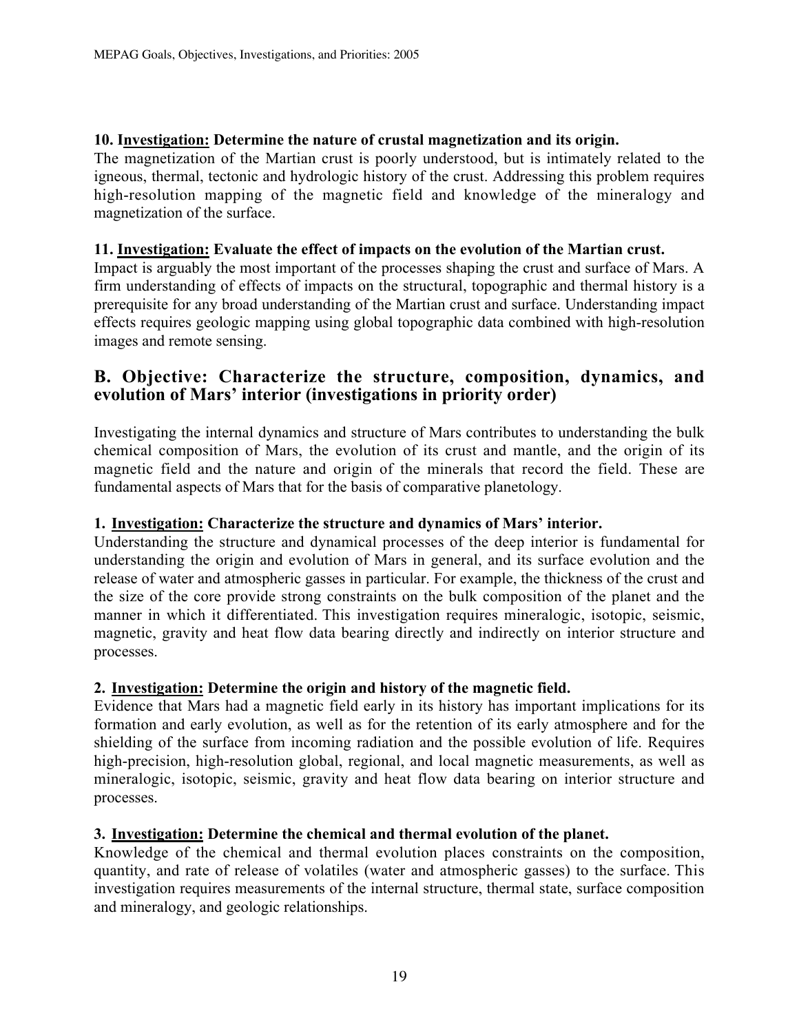**10. Investigation: Determine the nature of crustal magnetization and its origin.**
The magnetization of the Martian crust is poorly understood, but is intimately related to the igneous, thermal, tectonic and hydrologic history of the crust. Addressing this problem requires high-resolution mapping of the magnetic field and knowledge of the mineralogy and magnetization of the surface.

**11. Investigation: Evaluate the effect of impacts on the evolution of the Martian crust.**
Impact is arguably the most important of the processes shaping the crust and surface of Mars. A firm understanding of effects of impacts on the structural, topographic and thermal history is a prerequisite for any broad understanding of the Martian crust and surface. Understanding impact effects requires geologic mapping using global topographic data combined with high-resolution images and remote sensing.

## B. Objective: Characterize the structure, composition, dynamics, and evolution of Mars' interior (investigations in priority order)

Investigating the internal dynamics and structure of Mars contributes to understanding the bulk chemical composition of Mars, the evolution of its crust and mantle, and the origin of its magnetic field and the nature and origin of the minerals that record the field. These are fundamental aspects of Mars that for the basis of comparative planetology.

**1. Investigation: Characterize the structure and dynamics of Mars' interior.**
Understanding the structure and dynamical processes of the deep interior is fundamental for understanding the origin and evolution of Mars in general, and its surface evolution and the release of water and atmospheric gasses in particular. For example, the thickness of the crust and the size of the core provide strong constraints on the bulk composition of the planet and the manner in which it differentiated. This investigation requires mineralogic, isotopic, seismic, magnetic, gravity and heat flow data bearing directly and indirectly on interior structure and processes.

**2. Investigation: Determine the origin and history of the magnetic field.**
Evidence that Mars had a magnetic field early in its history has important implications for its formation and early evolution, as well as for the retention of its early atmosphere and for the shielding of the surface from incoming radiation and the possible evolution of life. Requires high-precision, high-resolution global, regional, and local magnetic measurements, as well as mineralogic, isotopic, seismic, gravity and heat flow data bearing on interior structure and processes.

**3. Investigation: Determine the chemical and thermal evolution of the planet.**
Knowledge of the chemical and thermal evolution places constraints on the composition, quantity, and rate of release of volatiles (water and atmospheric gasses) to the surface. This investigation requires measurements of the internal structure, thermal state, surface composition and mineralogy, and geologic relationships.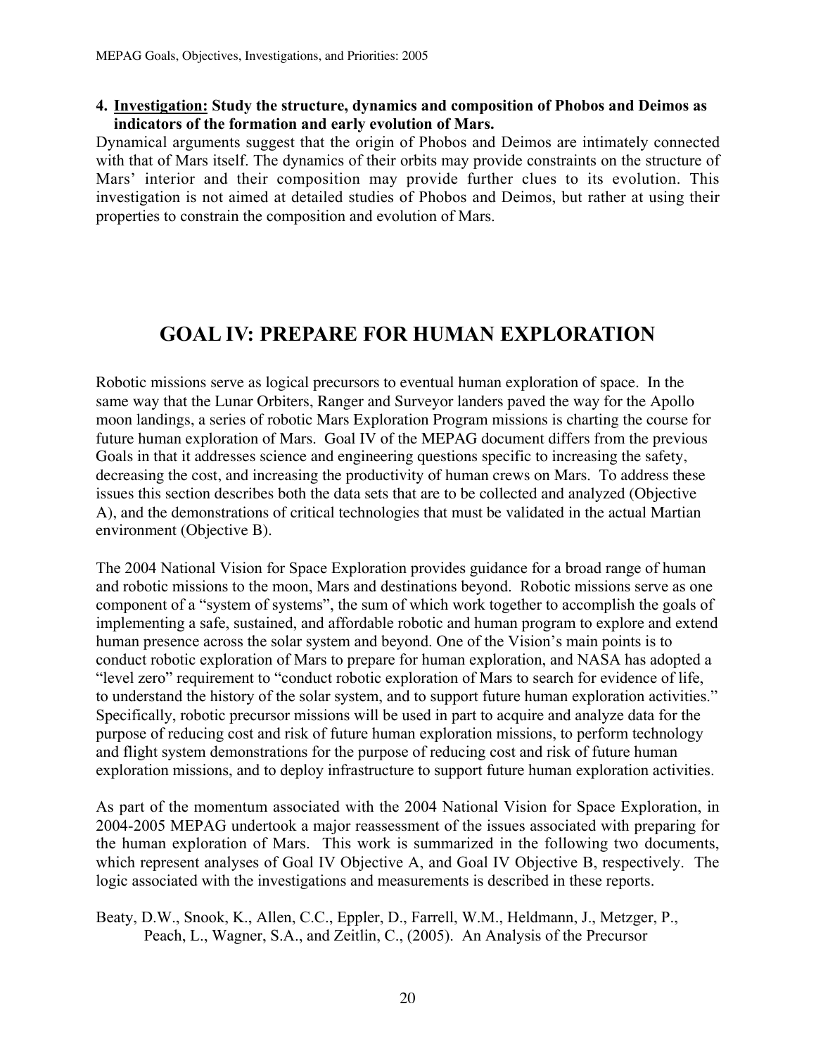**4. <u>Investigation:</u> Study the structure, dynamics and composition of Phobos and Deimos as indicators of the formation and early evolution of Mars.**

Dynamical arguments suggest that the origin of Phobos and Deimos are intimately connected with that of Mars itself. The dynamics of their orbits may provide constraints on the structure of Mars' interior and their composition may provide further clues to its evolution. This investigation is not aimed at detailed studies of Phobos and Deimos, but rather at using their properties to constrain the composition and evolution of Mars.

# GOAL IV: PREPARE FOR HUMAN EXPLORATION

Robotic missions serve as logical precursors to eventual human exploration of space. In the same way that the Lunar Orbiters, Ranger and Surveyor landers paved the way for the Apollo moon landings, a series of robotic Mars Exploration Program missions is charting the course for future human exploration of Mars. Goal IV of the MEPAG document differs from the previous Goals in that it addresses science and engineering questions specific to increasing the safety, decreasing the cost, and increasing the productivity of human crews on Mars. To address these issues this section describes both the data sets that are to be collected and analyzed (Objective A), and the demonstrations of critical technologies that must be validated in the actual Martian environment (Objective B).

The 2004 National Vision for Space Exploration provides guidance for a broad range of human and robotic missions to the moon, Mars and destinations beyond. Robotic missions serve as one component of a "system of systems", the sum of which work together to accomplish the goals of implementing a safe, sustained, and affordable robotic and human program to explore and extend human presence across the solar system and beyond. One of the Vision's main points is to conduct robotic exploration of Mars to prepare for human exploration, and NASA has adopted a "level zero" requirement to "conduct robotic exploration of Mars to search for evidence of life, to understand the history of the solar system, and to support future human exploration activities." Specifically, robotic precursor missions will be used in part to acquire and analyze data for the purpose of reducing cost and risk of future human exploration missions, to perform technology and flight system demonstrations for the purpose of reducing cost and risk of future human exploration missions, and to deploy infrastructure to support future human exploration activities.

As part of the momentum associated with the 2004 National Vision for Space Exploration, in 2004-2005 MEPAG undertook a major reassessment of the issues associated with preparing for the human exploration of Mars. This work is summarized in the following two documents, which represent analyses of Goal IV Objective A, and Goal IV Objective B, respectively. The logic associated with the investigations and measurements is described in these reports.

Beaty, D.W., Snook, K., Allen, C.C., Eppler, D., Farrell, W.M., Heldmann, J., Metzger, P., Peach, L., Wagner, S.A., and Zeitlin, C., (2005). An Analysis of the Precursor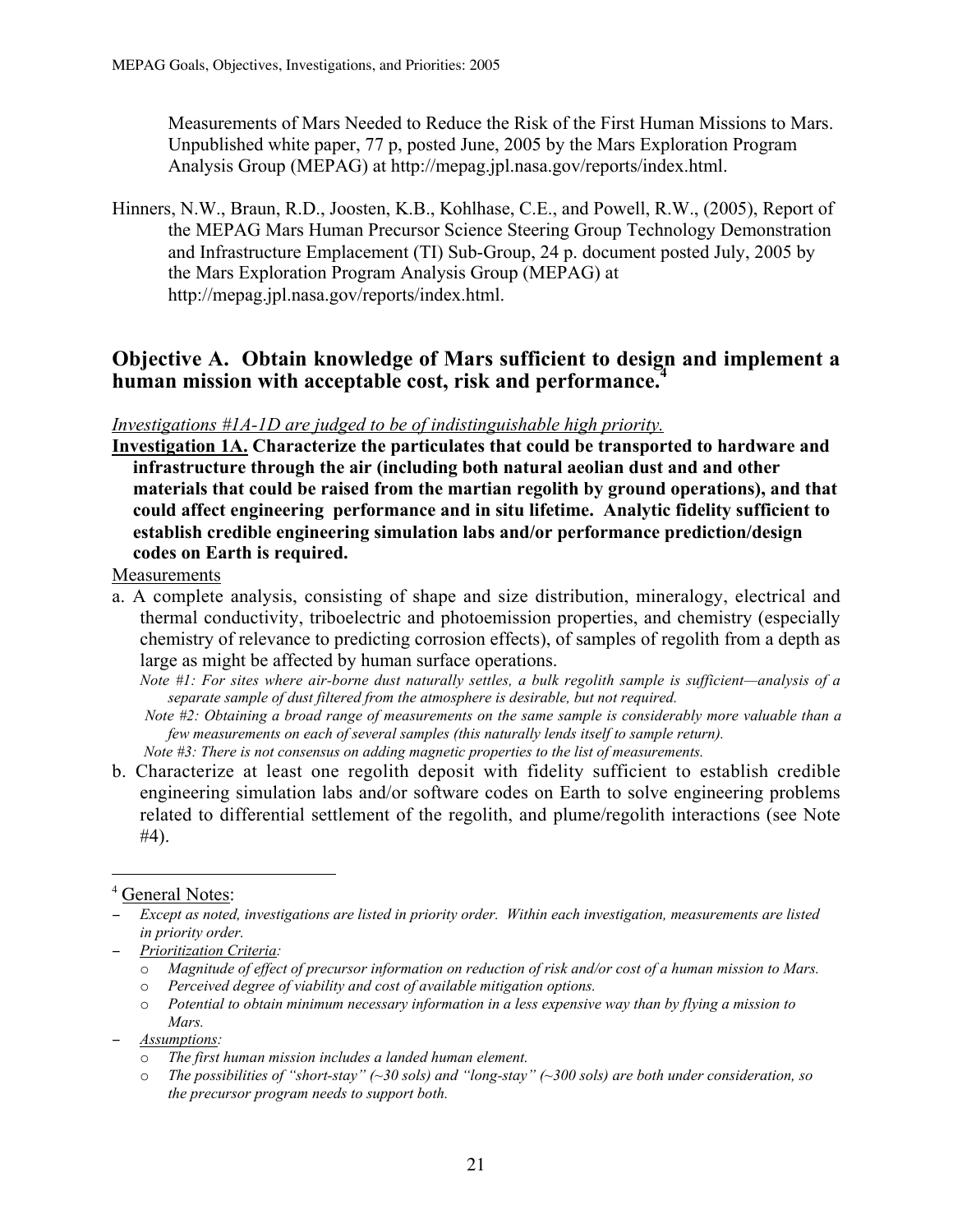Measurements of Mars Needed to Reduce the Risk of the First Human Missions to Mars. Unpublished white paper, 77 p, posted June, 2005 by the Mars Exploration Program Analysis Group (MEPAG) at http://mepag.jpl.nasa.gov/reports/index.html.

Hinners, N.W., Braun, R.D., Joosten, K.B., Kohlhase, C.E., and Powell, R.W., (2005), Report of the MEPAG Mars Human Precursor Science Steering Group Technology Demonstration and Infrastructure Emplacement (TI) Sub-Group, 24 p. document posted July, 2005 by the Mars Exploration Program Analysis Group (MEPAG) at http://mepag.jpl.nasa.gov/reports/index.html.

## Objective A. Obtain knowledge of Mars sufficient to design and implement a human mission with acceptable cost, risk and performance.[4]

*Investigations #1A-1D are judged to be of indistinguishable high priority.*

**Investigation 1A. Characterize the particulates that could be transported to hardware and infrastructure through the air (including both natural aeolian dust and and other materials that could be raised from the martian regolith by ground operations), and that could affect engineering performance and in situ lifetime. Analytic fidelity sufficient to establish credible engineering simulation labs and/or performance prediction/design codes on Earth is required.**

Measurements

a. A complete analysis, consisting of shape and size distribution, mineralogy, electrical and thermal conductivity, triboelectric and photoemission properties, and chemistry (especially chemistry of relevance to predicting corrosion effects), of samples of regolith from a depth as large as might be affected by human surface operations.

   *Note #1: For sites where air-borne dust naturally settles, a bulk regolith sample is sufficient—analysis of a separate sample of dust filtered from the atmosphere is desirable, but not required.*

   *Note #2: Obtaining a broad range of measurements on the same sample is considerably more valuable than a few measurements on each of several samples (this naturally lends itself to sample return).*

   *Note #3: There is not consensus on adding magnetic properties to the list of measurements.*

b. Characterize at least one regolith deposit with fidelity sufficient to establish credible engineering simulation labs and/or software codes on Earth to solve engineering problems related to differential settlement of the regolith, and plume/regolith interactions (see Note #4).

---

[4] General Notes:

- *Except as noted, investigations are listed in priority order. Within each investigation, measurements are listed in priority order.*
- *Prioritization Criteria:*
  - *Magnitude of effect of precursor information on reduction of risk and/or cost of a human mission to Mars.*
  - *Perceived degree of viability and cost of available mitigation options.*
  - *Potential to obtain minimum necessary information in a less expensive way than by flying a mission to Mars.*
- *Assumptions:*
  - *The first human mission includes a landed human element.*
  - *The possibilities of "short-stay" (~30 sols) and "long-stay" (~300 sols) are both under consideration, so the precursor program needs to support both.*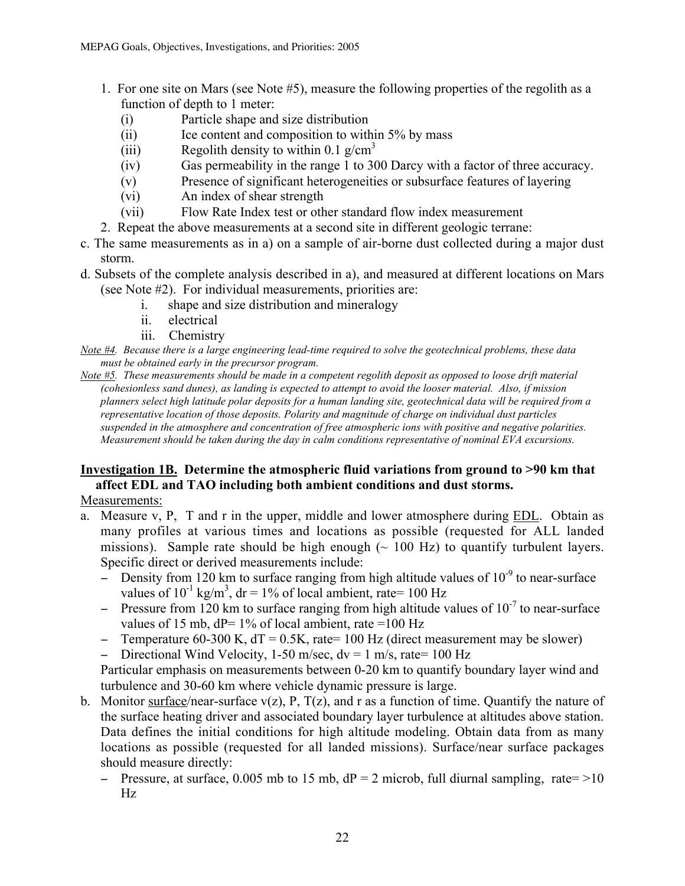1. For one site on Mars (see Note #5), measure the following properties of the regolith as a function of depth to 1 meter:
   - (i) Particle shape and size distribution
   - (ii) Ice content and composition to within 5% by mass
   - (iii) Regolith density to within 0.1 g/cm$^3$
   - (iv) Gas permeability in the range 1 to 300 Darcy with a factor of three accuracy.
   - (v) Presence of significant heterogeneities or subsurface features of layering
   - (vi) An index of shear strength
   - (vii) Flow Rate Index test or other standard flow index measurement
2. Repeat the above measurements at a second site in different geologic terrane:

c. The same measurements as in a) on a sample of air-borne dust collected during a major dust storm.

d. Subsets of the complete analysis described in a), and measured at different locations on Mars (see Note #2). For individual measurements, priorities are:
   - i. shape and size distribution and mineralogy
   - ii. electrical
   - iii. Chemistry

*Note #4. Because there is a large engineering lead-time required to solve the geotechnical problems, these data must be obtained early in the precursor program.*

*Note #5. These measurements should be made in a competent regolith deposit as opposed to loose drift material (cohesionless sand dunes), as landing is expected to attempt to avoid the looser material. Also, if mission planners select high latitude polar deposits for a human landing site, geotechnical data will be required from a representative location of those deposits. Polarity and magnitude of charge on individual dust particles suspended in the atmosphere and concentration of free atmospheric ions with positive and negative polarities. Measurement should be taken during the day in calm conditions representative of nominal EVA excursions.*

**Investigation 1B. Determine the atmospheric fluid variations from ground to >90 km that affect EDL and TAO including both ambient conditions and dust storms.**

Measurements:

a. Measure v, P, T and r in the upper, middle and lower atmosphere during EDL. Obtain as many profiles at various times and locations as possible (requested for ALL landed missions). Sample rate should be high enough (~ 100 Hz) to quantify turbulent layers. Specific direct or derived measurements include:
   - Density from 120 km to surface ranging from high altitude values of $10^{-9}$ to near-surface values of $10^{-1}$ kg/m$^3$, dr = 1% of local ambient, rate= 100 Hz
   - Pressure from 120 km to surface ranging from high altitude values of $10^{-7}$ to near-surface values of 15 mb, dP= 1% of local ambient, rate =100 Hz
   - Temperature 60-300 K, dT = 0.5K, rate= 100 Hz (direct measurement may be slower)
   - Directional Wind Velocity, 1-50 m/sec, dv = 1 m/s, rate= 100 Hz

   Particular emphasis on measurements between 0-20 km to quantify boundary layer wind and turbulence and 30-60 km where vehicle dynamic pressure is large.

b. Monitor surface/near-surface v(z), P, T(z), and r as a function of time. Quantify the nature of the surface heating driver and associated boundary layer turbulence at altitudes above station. Data defines the initial conditions for high altitude modeling. Obtain data from as many locations as possible (requested for all landed missions). Surface/near surface packages should measure directly:
   - Pressure, at surface, 0.005 mb to 15 mb, dP = 2 microb, full diurnal sampling, rate= >10 Hz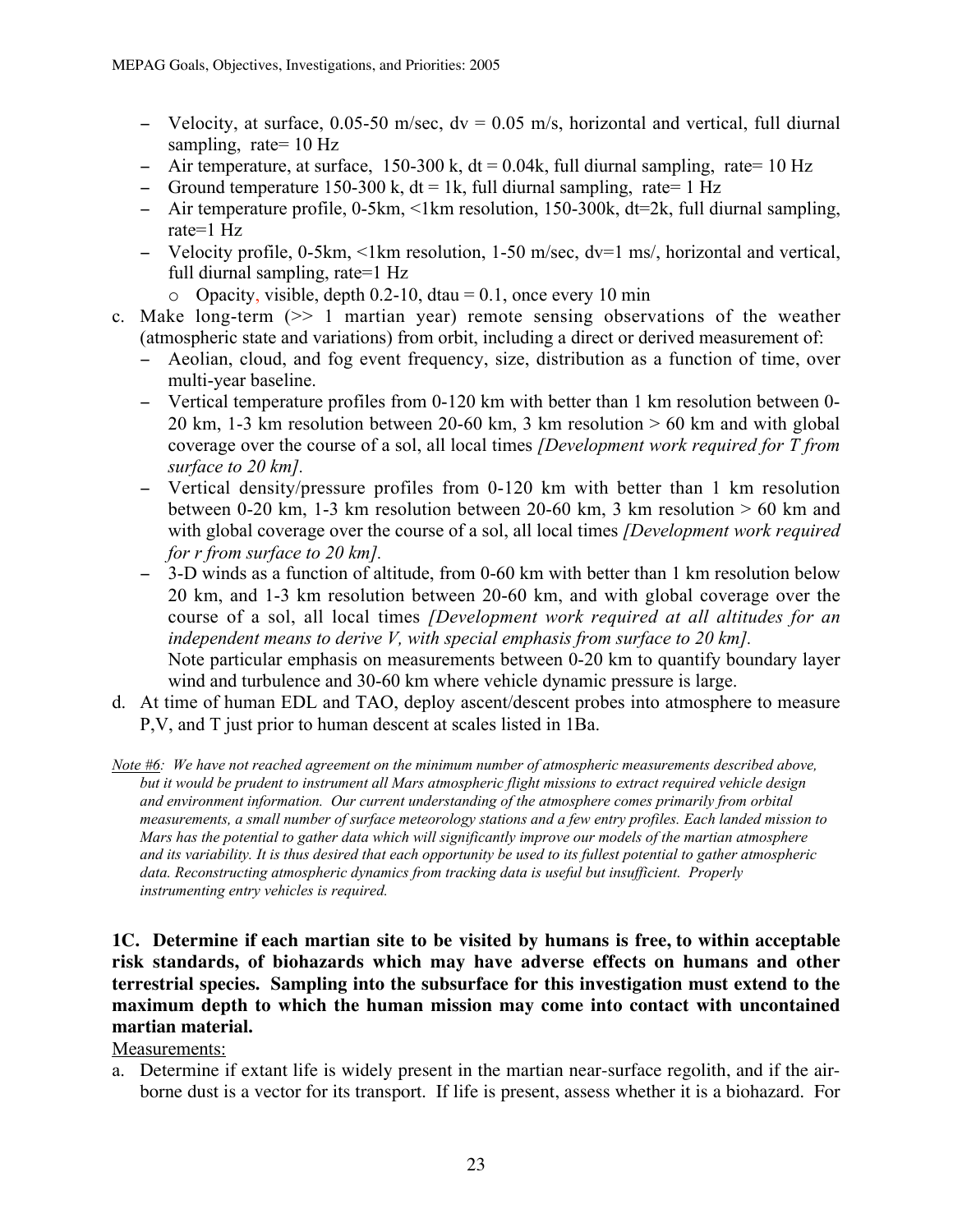- Velocity, at surface, 0.05-50 m/sec, dv = 0.05 m/s, horizontal and vertical, full diurnal sampling, rate= 10 Hz
- Air temperature, at surface, 150-300 k, dt = 0.04k, full diurnal sampling, rate= 10 Hz
- Ground temperature 150-300 k, dt = 1k, full diurnal sampling, rate= 1 Hz
- Air temperature profile, 0-5km, <1km resolution, 150-300k, dt=2k, full diurnal sampling, rate=1 Hz
- Velocity profile, 0-5km, <1km resolution, 1-50 m/sec, dv=1 ms/, horizontal and vertical, full diurnal sampling, rate=1 Hz
   - Opacity, visible, depth 0.2-10, dtau = 0.1, once every 10 min

c. Make long-term (>> 1 martian year) remote sensing observations of the weather (atmospheric state and variations) from orbit, including a direct or derived measurement of:
   - Aeolian, cloud, and fog event frequency, size, distribution as a function of time, over multi-year baseline.
   - Vertical temperature profiles from 0-120 km with better than 1 km resolution between 0-20 km, 1-3 km resolution between 20-60 km, 3 km resolution > 60 km and with global coverage over the course of a sol, all local times *[Development work required for T from surface to 20 km].*
   - Vertical density/pressure profiles from 0-120 km with better than 1 km resolution between 0-20 km, 1-3 km resolution between 20-60 km, 3 km resolution > 60 km and with global coverage over the course of a sol, all local times *[Development work required for r from surface to 20 km].*
   - 3-D winds as a function of altitude, from 0-60 km with better than 1 km resolution below 20 km, and 1-3 km resolution between 20-60 km, and with global coverage over the course of a sol, all local times *[Development work required at all altitudes for an independent means to derive V, with special emphasis from surface to 20 km].*
   
     Note particular emphasis on measurements between 0-20 km to quantify boundary layer wind and turbulence and 30-60 km where vehicle dynamic pressure is large.

d. At time of human EDL and TAO, deploy ascent/descent probes into atmosphere to measure P,V, and T just prior to human descent at scales listed in 1Ba.

*Note #6: We have not reached agreement on the minimum number of atmospheric measurements described above, but it would be prudent to instrument all Mars atmospheric flight missions to extract required vehicle design and environment information. Our current understanding of the atmosphere comes primarily from orbital measurements, a small number of surface meteorology stations and a few entry profiles. Each landed mission to Mars has the potential to gather data which will significantly improve our models of the martian atmosphere and its variability. It is thus desired that each opportunity be used to its fullest potential to gather atmospheric data. Reconstructing atmospheric dynamics from tracking data is useful but insufficient. Properly instrumenting entry vehicles is required.*

**1C. Determine if each martian site to be visited by humans is free, to within acceptable risk standards, of biohazards which may have adverse effects on humans and other terrestrial species. Sampling into the subsurface for this investigation must extend to the maximum depth to which the human mission may come into contact with uncontained martian material.**

Measurements:

a. Determine if extant life is widely present in the martian near-surface regolith, and if the air-borne dust is a vector for its transport. If life is present, assess whether it is a biohazard. For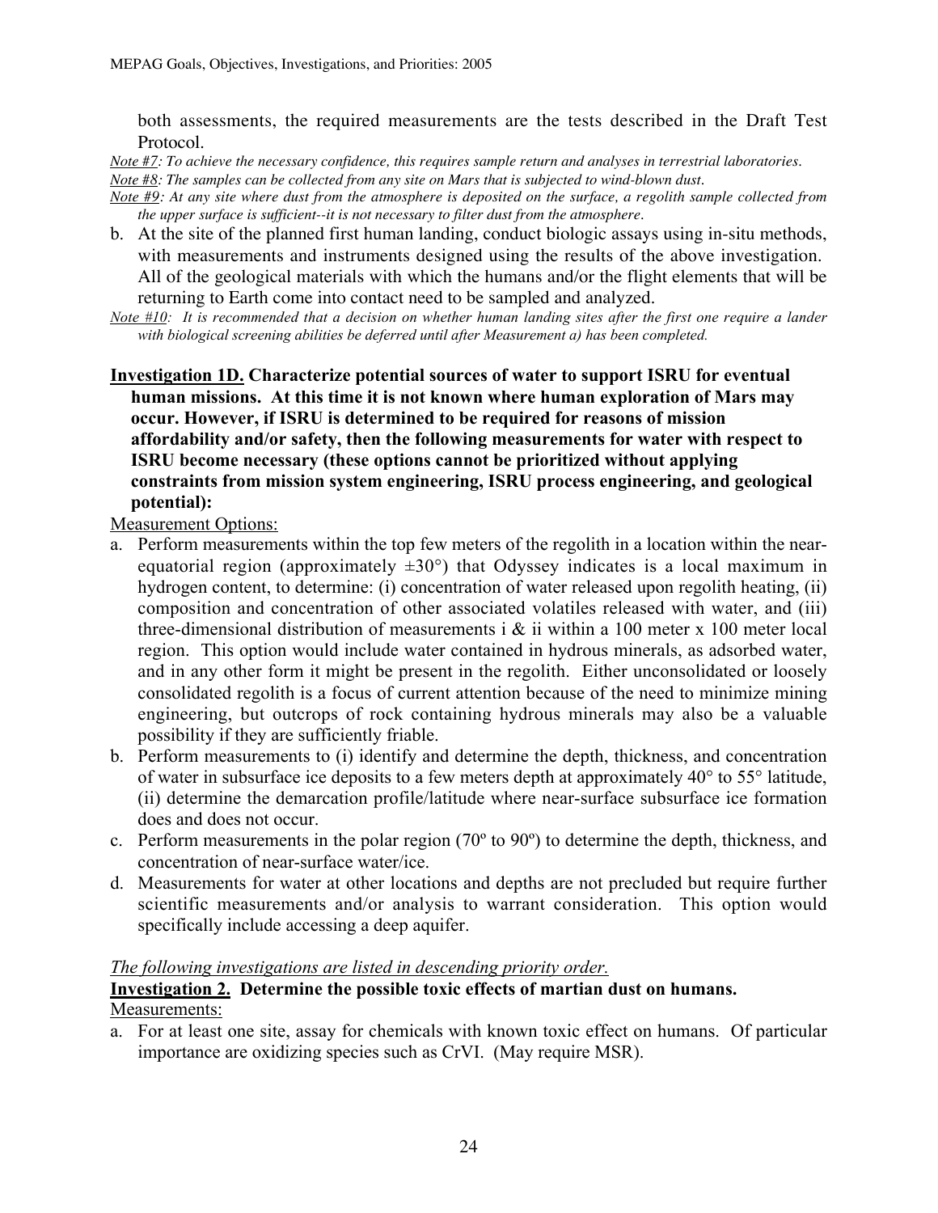both assessments, the required measurements are the tests described in the Draft Test Protocol.

*Note #7: To achieve the necessary confidence, this requires sample return and analyses in terrestrial laboratories.*
*Note #8: The samples can be collected from any site on Mars that is subjected to wind-blown dust.*
*Note #9: At any site where dust from the atmosphere is deposited on the surface, a regolith sample collected from the upper surface is sufficient--it is not necessary to filter dust from the atmosphere.*

b. At the site of the planned first human landing, conduct biologic assays using in-situ methods, with measurements and instruments designed using the results of the above investigation. All of the geological materials with which the humans and/or the flight elements that will be returning to Earth come into contact need to be sampled and analyzed.

*Note #10: It is recommended that a decision on whether human landing sites after the first one require a lander with biological screening abilities be deferred until after Measurement a) has been completed.*

**Investigation 1D. Characterize potential sources of water to support ISRU for eventual human missions. At this time it is not known where human exploration of Mars may occur. However, if ISRU is determined to be required for reasons of mission affordability and/or safety, then the following measurements for water with respect to ISRU become necessary (these options cannot be prioritized without applying constraints from mission system engineering, ISRU process engineering, and geological potential):**

Measurement Options:

a. Perform measurements within the top few meters of the regolith in a location within the near-equatorial region (approximately ±30°) that Odyssey indicates is a local maximum in hydrogen content, to determine: (i) concentration of water released upon regolith heating, (ii) composition and concentration of other associated volatiles released with water, and (iii) three-dimensional distribution of measurements i & ii within a 100 meter x 100 meter local region. This option would include water contained in hydrous minerals, as adsorbed water, and in any other form it might be present in the regolith. Either unconsolidated or loosely consolidated regolith is a focus of current attention because of the need to minimize mining engineering, but outcrops of rock containing hydrous minerals may also be a valuable possibility if they are sufficiently friable.
b. Perform measurements to (i) identify and determine the depth, thickness, and concentration of water in subsurface ice deposits to a few meters depth at approximately 40° to 55° latitude, (ii) determine the demarcation profile/latitude where near-surface subsurface ice formation does and does not occur.
c. Perform measurements in the polar region (70º to 90º) to determine the depth, thickness, and concentration of near-surface water/ice.
d. Measurements for water at other locations and depths are not precluded but require further scientific measurements and/or analysis to warrant consideration. This option would specifically include accessing a deep aquifer.

*The following investigations are listed in descending priority order.*

**Investigation 2. Determine the possible toxic effects of martian dust on humans.**

Measurements:

a. For at least one site, assay for chemicals with known toxic effect on humans. Of particular importance are oxidizing species such as CrVI. (May require MSR).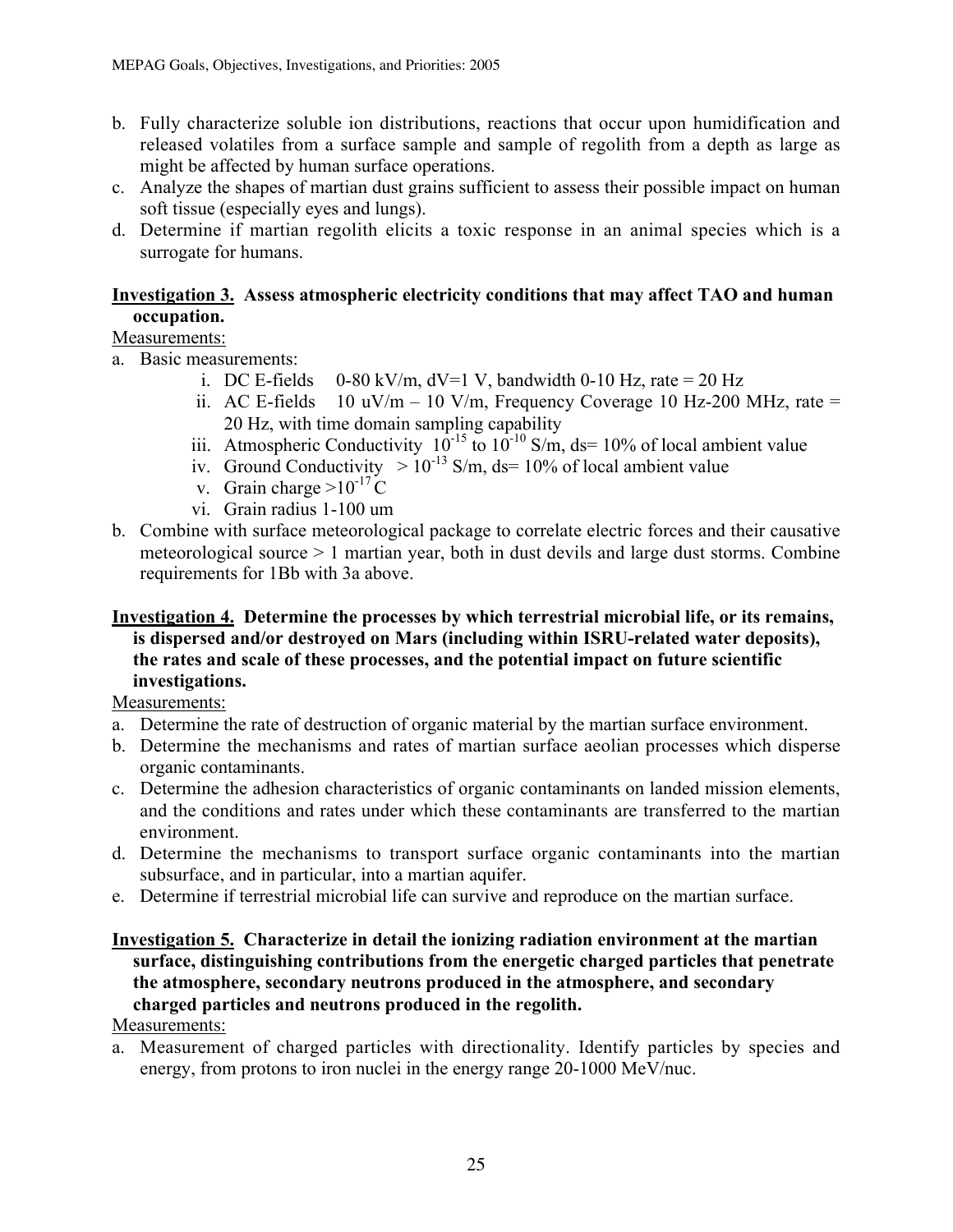b. Fully characterize soluble ion distributions, reactions that occur upon humidification and released volatiles from a surface sample and sample of regolith from a depth as large as might be affected by human surface operations.
c. Analyze the shapes of martian dust grains sufficient to assess their possible impact on human soft tissue (especially eyes and lungs).
d. Determine if martian regolith elicits a toxic response in an animal species which is a surrogate for humans.

**Investigation 3. Assess atmospheric electricity conditions that may affect TAO and human occupation.**

Measurements:

a. Basic measurements:
   i. DC E-fields 0-80 kV/m, dV=1 V, bandwidth 0-10 Hz, rate = 20 Hz
   ii. AC E-fields 10 uV/m – 10 V/m, Frequency Coverage 10 Hz-200 MHz, rate = 20 Hz, with time domain sampling capability
   iii. Atmospheric Conductivity $10^{-15}$ to $10^{-10}$ S/m, ds= 10% of local ambient value
   iv. Ground Conductivity $> 10^{-13}$ S/m, ds= 10% of local ambient value
   v. Grain charge $>10^{-17}$ C
   vi. Grain radius 1-100 um
b. Combine with surface meteorological package to correlate electric forces and their causative meteorological source > 1 martian year, both in dust devils and large dust storms. Combine requirements for 1Bb with 3a above.

**Investigation 4. Determine the processes by which terrestrial microbial life, or its remains, is dispersed and/or destroyed on Mars (including within ISRU-related water deposits), the rates and scale of these processes, and the potential impact on future scientific investigations.**

Measurements:

a. Determine the rate of destruction of organic material by the martian surface environment.
b. Determine the mechanisms and rates of martian surface aeolian processes which disperse organic contaminants.
c. Determine the adhesion characteristics of organic contaminants on landed mission elements, and the conditions and rates under which these contaminants are transferred to the martian environment.
d. Determine the mechanisms to transport surface organic contaminants into the martian subsurface, and in particular, into a martian aquifer.
e. Determine if terrestrial microbial life can survive and reproduce on the martian surface.

**Investigation 5. Characterize in detail the ionizing radiation environment at the martian surface, distinguishing contributions from the energetic charged particles that penetrate the atmosphere, secondary neutrons produced in the atmosphere, and secondary charged particles and neutrons produced in the regolith.**

Measurements:

a. Measurement of charged particles with directionality. Identify particles by species and energy, from protons to iron nuclei in the energy range 20-1000 MeV/nuc.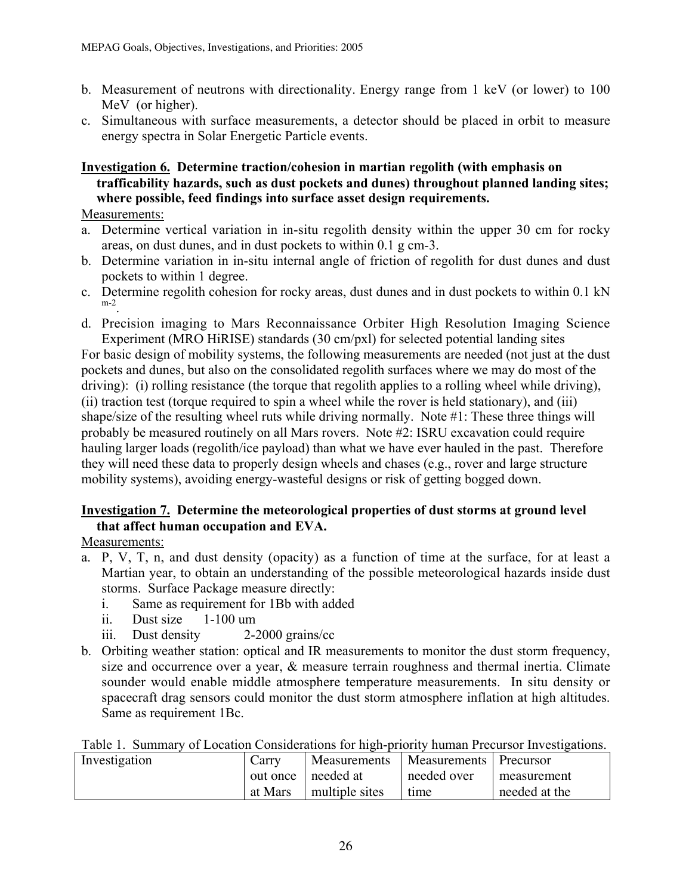b. Measurement of neutrons with directionality. Energy range from 1 keV (or lower) to 100 MeV (or higher).
c. Simultaneous with surface measurements, a detector should be placed in orbit to measure energy spectra in Solar Energetic Particle events.

**<u>Investigation 6.</u> Determine traction/cohesion in martian regolith (with emphasis on trafficability hazards, such as dust pockets and dunes) throughout planned landing sites; where possible, feed findings into surface asset design requirements.**

<u>Measurements:</u>

a. Determine vertical variation in in-situ regolith density within the upper 30 cm for rocky areas, on dust dunes, and in dust pockets to within 0.1 g cm-3.
b. Determine variation in in-situ internal angle of friction of regolith for dust dunes and dust pockets to within 1 degree.
c. Determine regolith cohesion for rocky areas, dust dunes and in dust pockets to within 0.1 kN $m^{-2}$.
d. Precision imaging to Mars Reconnaissance Orbiter High Resolution Imaging Science Experiment (MRO HiRISE) standards (30 cm/pxl) for selected potential landing sites

For basic design of mobility systems, the following measurements are needed (not just at the dust pockets and dunes, but also on the consolidated regolith surfaces where we may do most of the driving): (i) rolling resistance (the torque that regolith applies to a rolling wheel while driving), (ii) traction test (torque required to spin a wheel while the rover is held stationary), and (iii) shape/size of the resulting wheel ruts while driving normally. Note #1: These three things will probably be measured routinely on all Mars rovers. Note #2: ISRU excavation could require hauling larger loads (regolith/ice payload) than what we have ever hauled in the past. Therefore they will need these data to properly design wheels and chases (e.g., rover and large structure mobility systems), avoiding energy-wasteful designs or risk of getting bogged down.

**<u>Investigation 7.</u> Determine the meteorological properties of dust storms at ground level that affect human occupation and EVA.**

<u>Measurements:</u>

a. P, V, T, n, and dust density (opacity) as a function of time at the surface, for at least a Martian year, to obtain an understanding of the possible meteorological hazards inside dust storms. Surface Package measure directly:
   i. Same as requirement for 1Bb with added
   ii. Dust size 1-100 um
   iii. Dust density 2-2000 grains/cc
b. Orbiting weather station: optical and IR measurements to monitor the dust storm frequency, size and occurrence over a year, & measure terrain roughness and thermal inertia. Climate sounder would enable middle atmosphere temperature measurements. In situ density or spacecraft drag sensors could monitor the dust storm atmosphere inflation at high altitudes. Same as requirement 1Bc.

Table 1. Summary of Location Considerations for high-priority human Precursor Investigations.

| Investigation | Carry out once at Mars | Measurements needed at multiple sites | Measurements needed over time | Precursor measurement needed at the |
|---|---|---|---|---|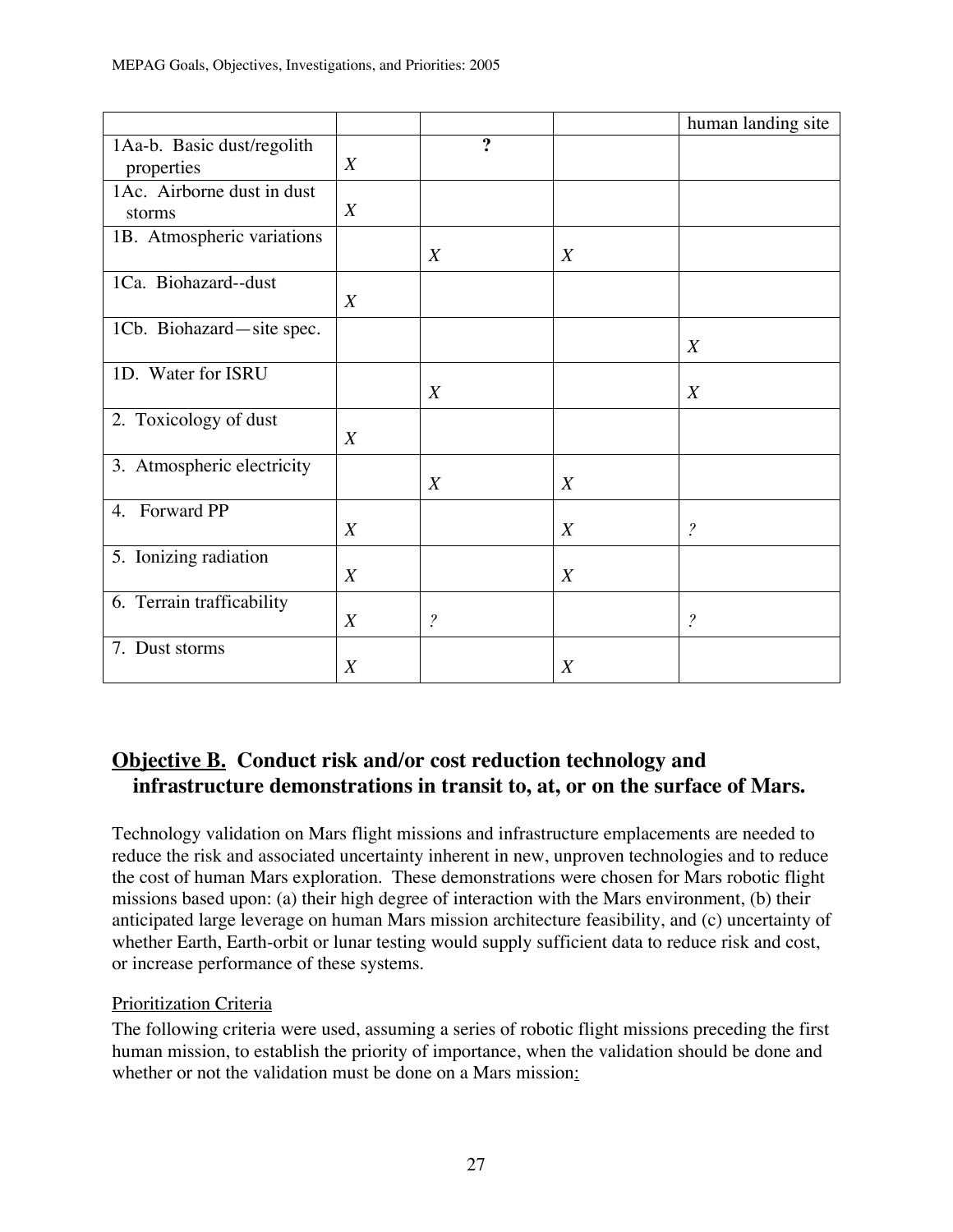| | | | | human landing site |
|---|---|---|---|---|
| 1Aa-b. Basic dust/regolith properties | *X* | **?** | | |
| 1Ac. Airborne dust in dust storms | *X* | | | |
| 1B. Atmospheric variations | | *X* | *X* | |
| 1Ca. Biohazard--dust | *X* | | | |
| 1Cb. Biohazard—site spec. | | | | *X* |
| 1D. Water for ISRU | | *X* | | *X* |
| 2. Toxicology of dust | *X* | | | |
| 3. Atmospheric electricity | | *X* | *X* | |
| 4. Forward PP | *X* | | *X* | *?* |
| 5. Ionizing radiation | *X* | | *X* | |
| 6. Terrain trafficability | *X* | *?* | | *?* |
| 7. Dust storms | *X* | | *X* | |

## **Objective B.** Conduct risk and/or cost reduction technology and infrastructure demonstrations in transit to, at, or on the surface of Mars.

Technology validation on Mars flight missions and infrastructure emplacements are needed to reduce the risk and associated uncertainty inherent in new, unproven technologies and to reduce the cost of human Mars exploration. These demonstrations were chosen for Mars robotic flight missions based upon: (a) their high degree of interaction with the Mars environment, (b) their anticipated large leverage on human Mars mission architecture feasibility, and (c) uncertainty of whether Earth, Earth-orbit or lunar testing would supply sufficient data to reduce risk and cost, or increase performance of these systems.

Prioritization Criteria

The following criteria were used, assuming a series of robotic flight missions preceding the first human mission, to establish the priority of importance, when the validation should be done and whether or not the validation must be done on a Mars mission: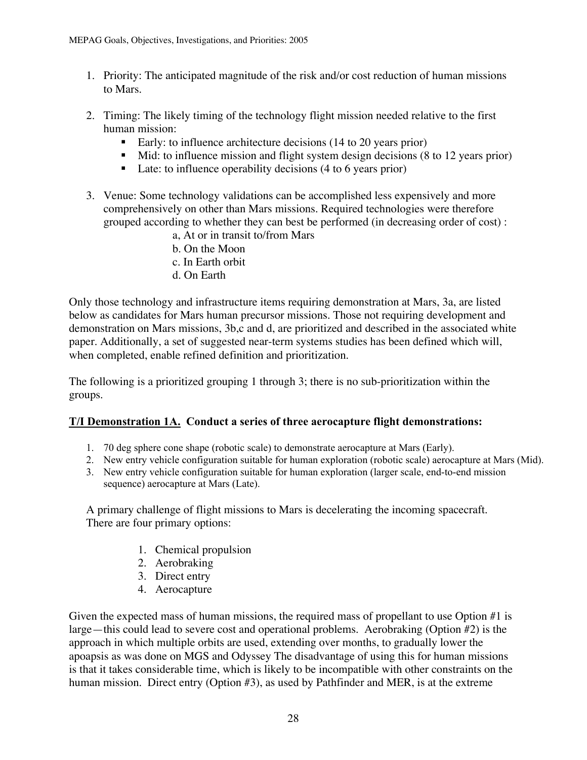1. Priority: The anticipated magnitude of the risk and/or cost reduction of human missions to Mars.

2. Timing: The likely timing of the technology flight mission needed relative to the first human mission:
   - Early: to influence architecture decisions (14 to 20 years prior)
   - Mid: to influence mission and flight system design decisions (8 to 12 years prior)
   - Late: to influence operability decisions (4 to 6 years prior)

3. Venue: Some technology validations can be accomplished less expensively and more comprehensively on other than Mars missions. Required technologies were therefore grouped according to whether they can best be performed (in decreasing order of cost) :

   a, At or in transit to/from Mars
   b. On the Moon
   c. In Earth orbit
   d. On Earth

Only those technology and infrastructure items requiring demonstration at Mars, 3a, are listed below as candidates for Mars human precursor missions. Those not requiring development and demonstration on Mars missions, 3b,c and d, are prioritized and described in the associated white paper. Additionally, a set of suggested near-term systems studies has been defined which will, when completed, enable refined definition and prioritization.

The following is a prioritized grouping 1 through 3; there is no sub-prioritization within the groups.

**<u>T/I Demonstration 1A.</u> Conduct a series of three aerocapture flight demonstrations:**

1. 70 deg sphere cone shape (robotic scale) to demonstrate aerocapture at Mars (Early).
2. New entry vehicle configuration suitable for human exploration (robotic scale) aerocapture at Mars (Mid).
3. New entry vehicle configuration suitable for human exploration (larger scale, end-to-end mission sequence) aerocapture at Mars (Late).

A primary challenge of flight missions to Mars is decelerating the incoming spacecraft. There are four primary options:

1. Chemical propulsion
2. Aerobraking
3. Direct entry
4. Aerocapture

Given the expected mass of human missions, the required mass of propellant to use Option #1 is large—this could lead to severe cost and operational problems. Aerobraking (Option #2) is the approach in which multiple orbits are used, extending over months, to gradually lower the apoapsis as was done on MGS and Odyssey The disadvantage of using this for human missions is that it takes considerable time, which is likely to be incompatible with other constraints on the human mission. Direct entry (Option #3), as used by Pathfinder and MER, is at the extreme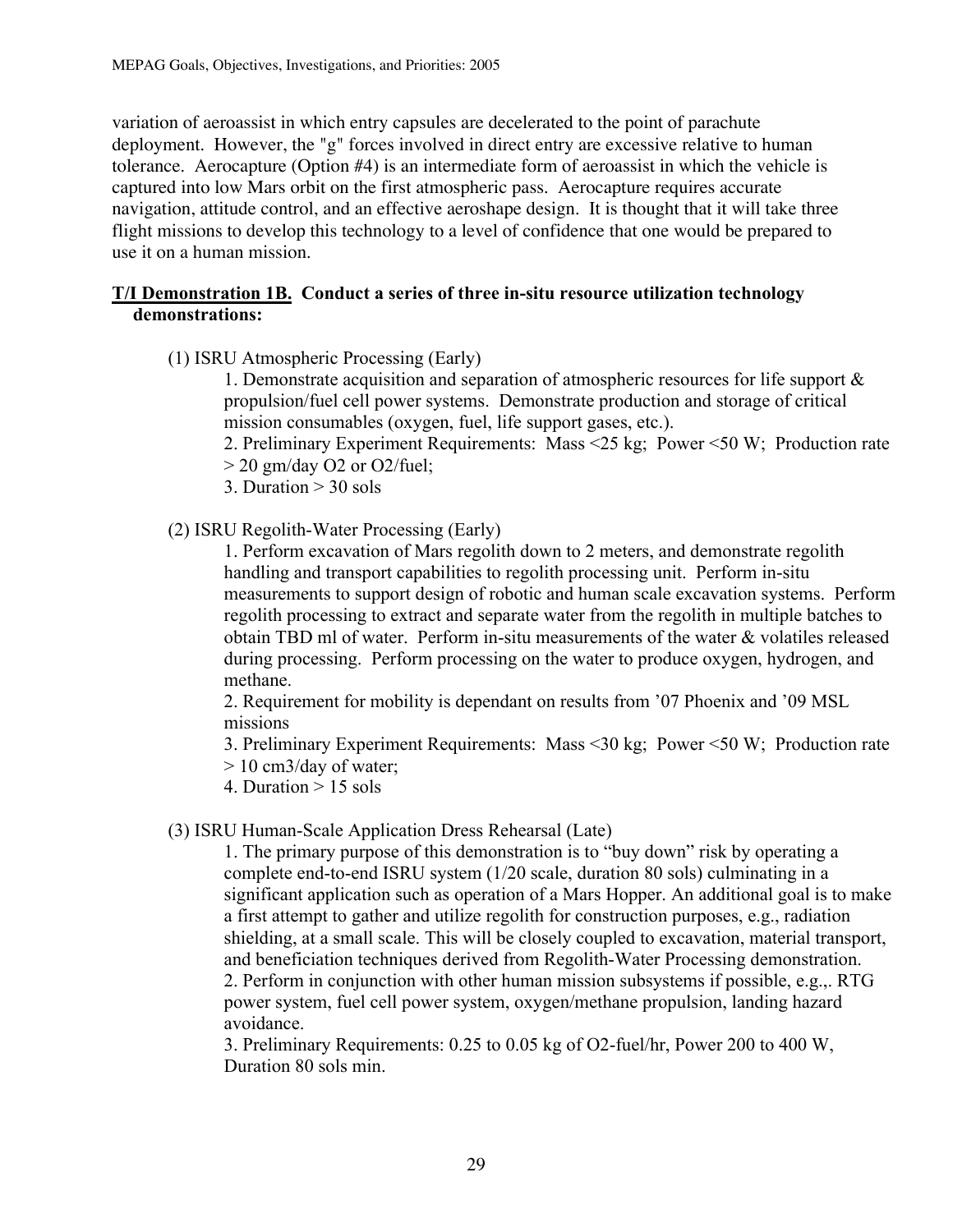variation of aeroassist in which entry capsules are decelerated to the point of parachute deployment. However, the "g" forces involved in direct entry are excessive relative to human tolerance. Aerocapture (Option #4) is an intermediate form of aeroassist in which the vehicle is captured into low Mars orbit on the first atmospheric pass. Aerocapture requires accurate navigation, attitude control, and an effective aeroshape design. It is thought that it will take three flight missions to develop this technology to a level of confidence that one would be prepared to use it on a human mission.

**T/I Demonstration 1B. Conduct a series of three in-situ resource utilization technology demonstrations:**

(1) ISRU Atmospheric Processing (Early)

1. Demonstrate acquisition and separation of atmospheric resources for life support & propulsion/fuel cell power systems. Demonstrate production and storage of critical mission consumables (oxygen, fuel, life support gases, etc.).
2. Preliminary Experiment Requirements: Mass <25 kg; Power <50 W; Production rate > 20 gm/day $O_2$ or $O_2$/fuel;
3. Duration > 30 sols

(2) ISRU Regolith-Water Processing (Early)

1. Perform excavation of Mars regolith down to 2 meters, and demonstrate regolith handling and transport capabilities to regolith processing unit. Perform in-situ measurements to support design of robotic and human scale excavation systems. Perform regolith processing to extract and separate water from the regolith in multiple batches to obtain TBD ml of water. Perform in-situ measurements of the water & volatiles released during processing. Perform processing on the water to produce oxygen, hydrogen, and methane.
2. Requirement for mobility is dependant on results from '07 Phoenix and '09 MSL missions
3. Preliminary Experiment Requirements: Mass <30 kg; Power <50 W; Production rate > 10 $cm^3$/day of water;
4. Duration > 15 sols

(3) ISRU Human-Scale Application Dress Rehearsal (Late)

1. The primary purpose of this demonstration is to "buy down" risk by operating a complete end-to-end ISRU system (1/20 scale, duration 80 sols) culminating in a significant application such as operation of a Mars Hopper. An additional goal is to make a first attempt to gather and utilize regolith for construction purposes, e.g., radiation shielding, at a small scale. This will be closely coupled to excavation, material transport, and beneficiation techniques derived from Regolith-Water Processing demonstration.
2. Perform in conjunction with other human mission subsystems if possible, e.g.,. RTG power system, fuel cell power system, oxygen/methane propulsion, landing hazard avoidance.
3. Preliminary Requirements: 0.25 to 0.05 kg of $O_2$-fuel/hr, Power 200 to 400 W, Duration 80 sols min.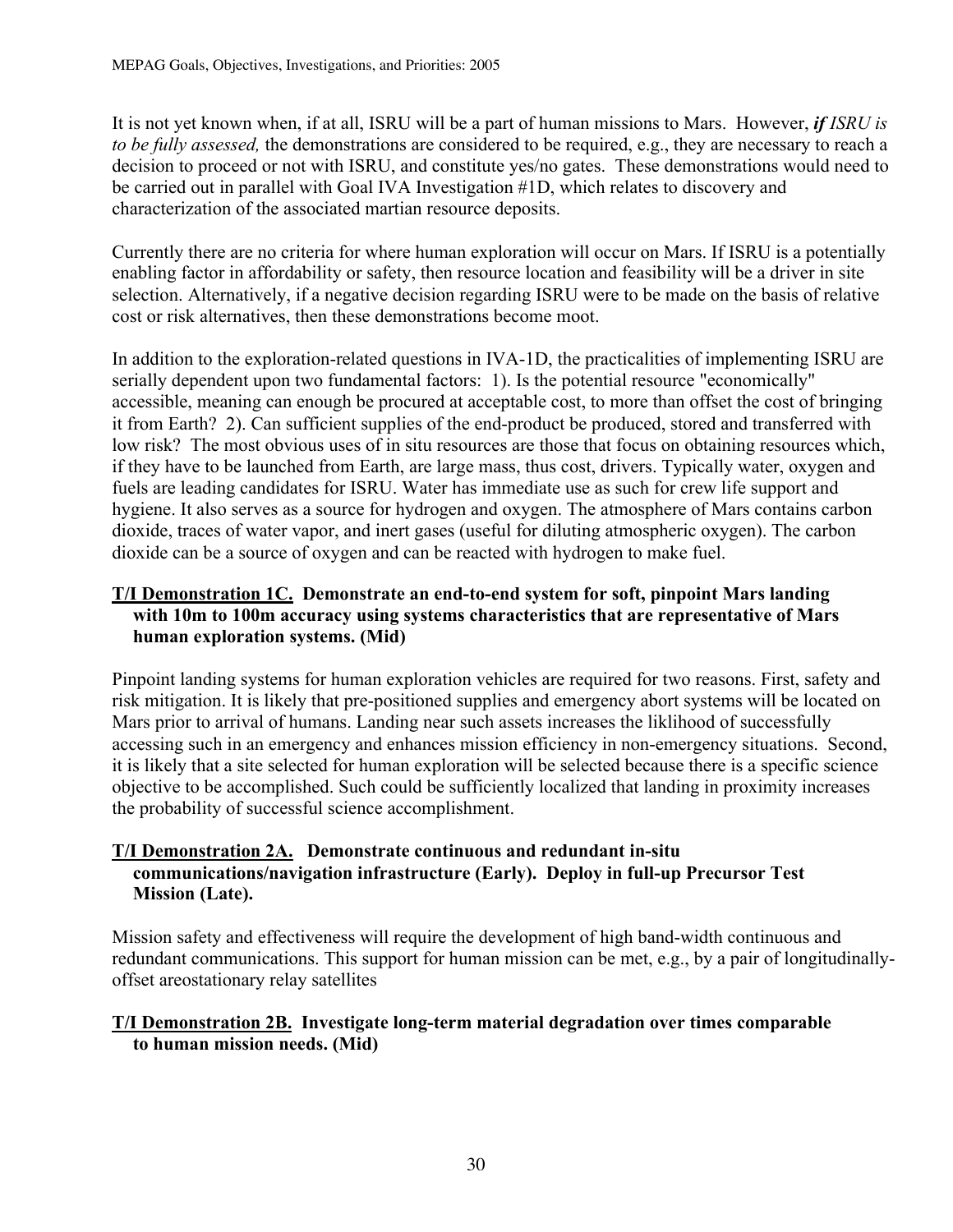It is not yet known when, if at all, ISRU will be a part of human missions to Mars. However, ***if*** *ISRU is to be fully assessed,* the demonstrations are considered to be required, e.g., they are necessary to reach a decision to proceed or not with ISRU, and constitute yes/no gates. These demonstrations would need to be carried out in parallel with Goal IVA Investigation #1D, which relates to discovery and characterization of the associated martian resource deposits.

Currently there are no criteria for where human exploration will occur on Mars. If ISRU is a potentially enabling factor in affordability or safety, then resource location and feasibility will be a driver in site selection. Alternatively, if a negative decision regarding ISRU were to be made on the basis of relative cost or risk alternatives, then these demonstrations become moot.

In addition to the exploration-related questions in IVA-1D, the practicalities of implementing ISRU are serially dependent upon two fundamental factors: 1). Is the potential resource "economically" accessible, meaning can enough be procured at acceptable cost, to more than offset the cost of bringing it from Earth? 2). Can sufficient supplies of the end-product be produced, stored and transferred with low risk? The most obvious uses of in situ resources are those that focus on obtaining resources which, if they have to be launched from Earth, are large mass, thus cost, drivers. Typically water, oxygen and fuels are leading candidates for ISRU. Water has immediate use as such for crew life support and hygiene. It also serves as a source for hydrogen and oxygen. The atmosphere of Mars contains carbon dioxide, traces of water vapor, and inert gases (useful for diluting atmospheric oxygen). The carbon dioxide can be a source of oxygen and can be reacted with hydrogen to make fuel.

**<u>T/I Demonstration 1C.</u> Demonstrate an end-to-end system for soft, pinpoint Mars landing with 10m to 100m accuracy using systems characteristics that are representative of Mars human exploration systems. (Mid)**

Pinpoint landing systems for human exploration vehicles are required for two reasons. First, safety and risk mitigation. It is likely that pre-positioned supplies and emergency abort systems will be located on Mars prior to arrival of humans. Landing near such assets increases the liklihood of successfully accessing such in an emergency and enhances mission efficiency in non-emergency situations. Second, it is likely that a site selected for human exploration will be selected because there is a specific science objective to be accomplished. Such could be sufficiently localized that landing in proximity increases the probability of successful science accomplishment.

**<u>T/I Demonstration 2A.</u> Demonstrate continuous and redundant in-situ communications/navigation infrastructure (Early). Deploy in full-up Precursor Test Mission (Late).**

Mission safety and effectiveness will require the development of high band-width continuous and redundant communications. This support for human mission can be met, e.g., by a pair of longitudinally-offset areostationary relay satellites

**<u>T/I Demonstration 2B.</u> Investigate long-term material degradation over times comparable to human mission needs. (Mid)**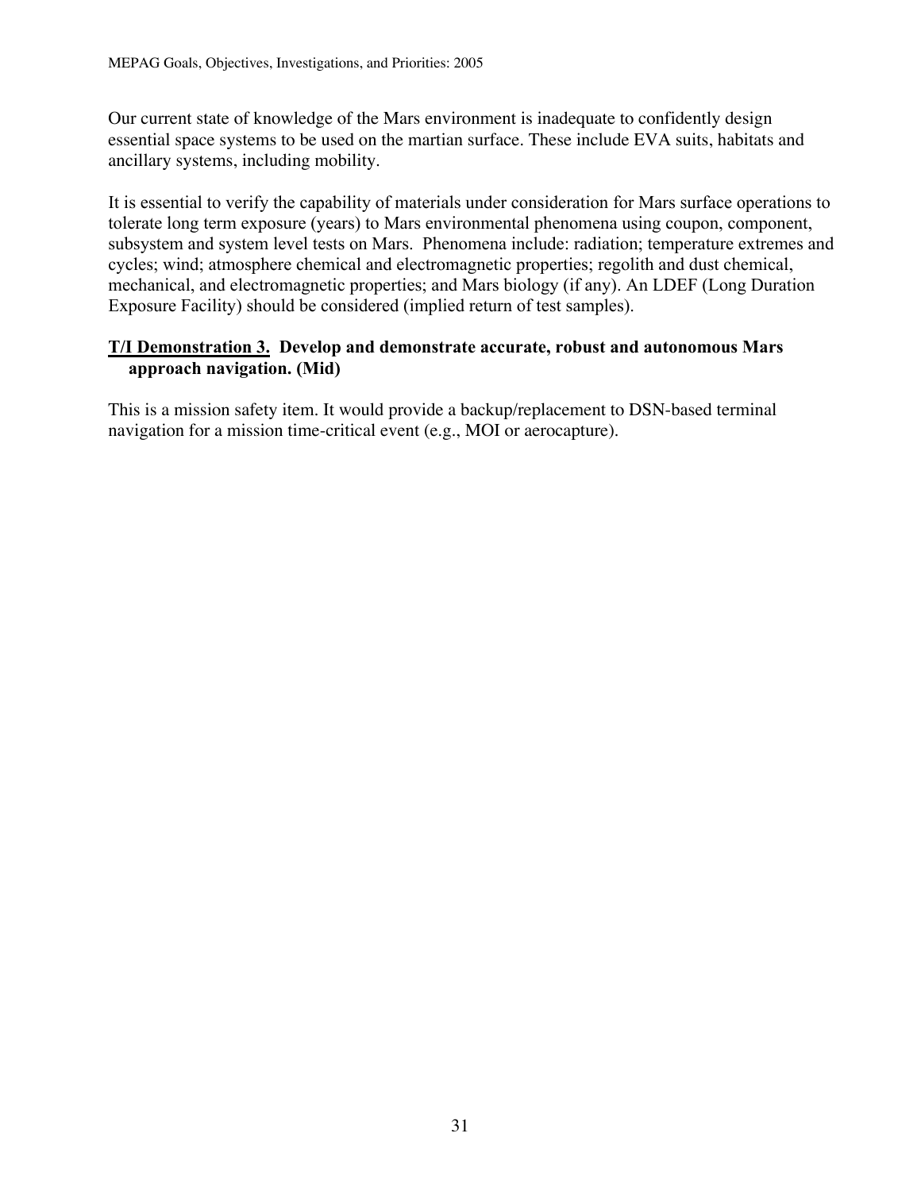Our current state of knowledge of the Mars environment is inadequate to confidently design essential space systems to be used on the martian surface. These include EVA suits, habitats and ancillary systems, including mobility.

It is essential to verify the capability of materials under consideration for Mars surface operations to tolerate long term exposure (years) to Mars environmental phenomena using coupon, component, subsystem and system level tests on Mars. Phenomena include: radiation; temperature extremes and cycles; wind; atmosphere chemical and electromagnetic properties; regolith and dust chemical, mechanical, and electromagnetic properties; and Mars biology (if any). An LDEF (Long Duration Exposure Facility) should be considered (implied return of test samples).

**T/I Demonstration 3. Develop and demonstrate accurate, robust and autonomous Mars approach navigation. (Mid)**

This is a mission safety item. It would provide a backup/replacement to DSN-based terminal navigation for a mission time-critical event (e.g., MOI or aerocapture).